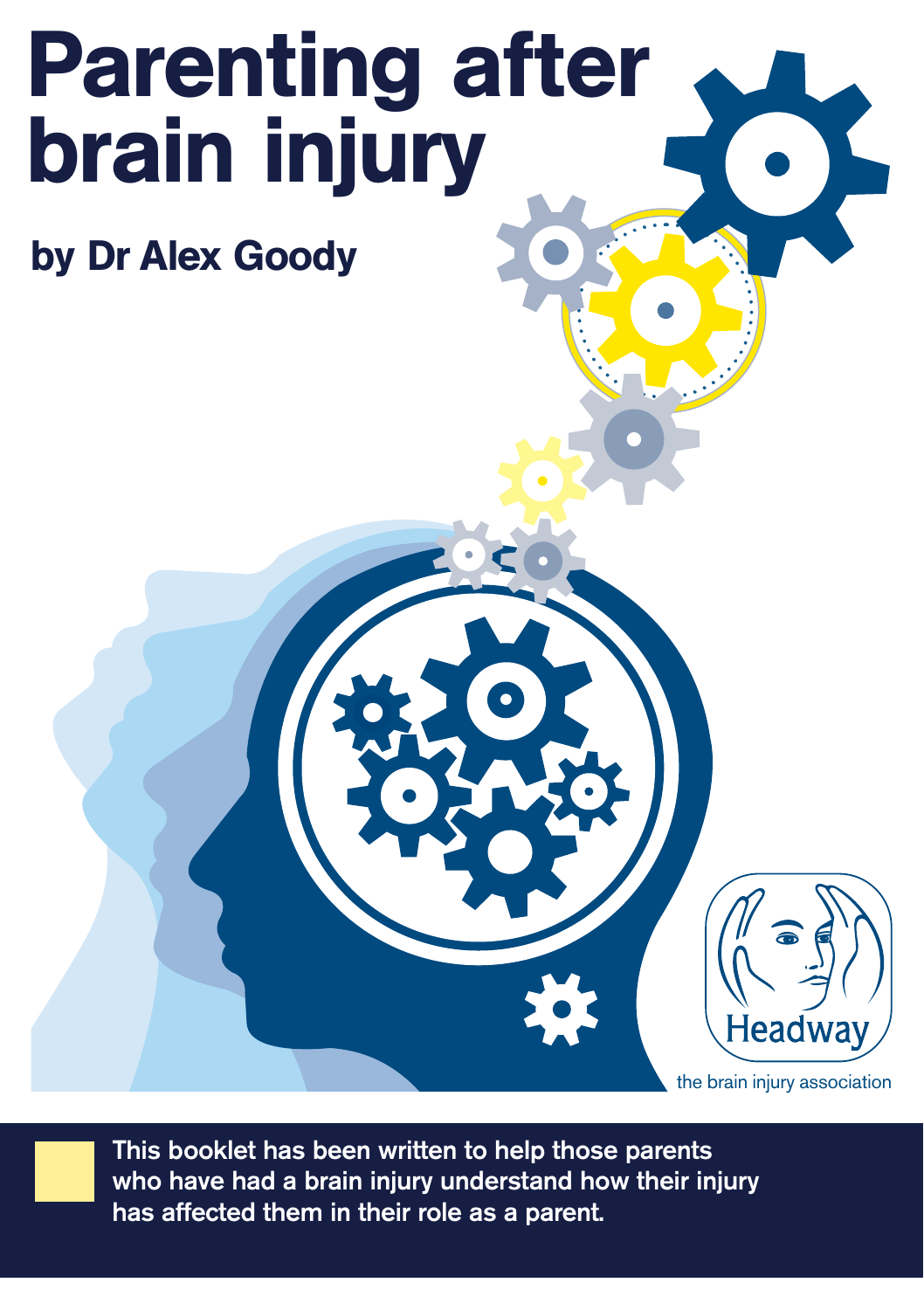# Parenting after brain injury

**by Dr Alex Goody**

Headway

the brain injury association

This booklet has been written to help those parents who have had a brain injury understand how their injury has affected them in their role as a parent.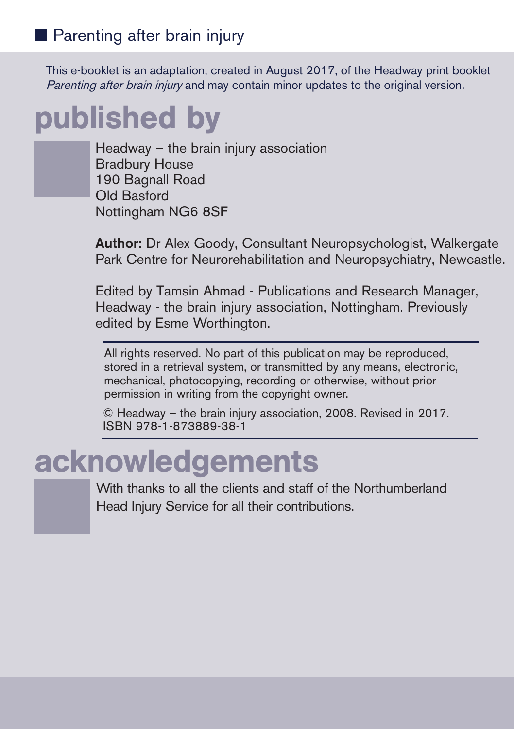This e-booklet is an adaptation, created in August 2017, of the Headway print booklet *Parenting after brain injury* and may contain minor updates to the original version.

# published by

Headway – the brain injury association
Bradbury House
190 Bagnall Road
Old Basford
Nottingham NG6 8SF

**Author:** Dr Alex Goody, Consultant Neuropsychologist, Walkergate Park Centre for Neurorehabilitation and Neuropsychiatry, Newcastle.

Edited by Tamsin Ahmad - Publications and Research Manager, Headway - the brain injury association, Nottingham. Previously edited by Esme Worthington.

All rights reserved. No part of this publication may be reproduced, stored in a retrieval system, or transmitted by any means, electronic, mechanical, photocopying, recording or otherwise, without prior permission in writing from the copyright owner.

© Headway – the brain injury association, 2008. Revised in 2017.
ISBN 978-1-873889-38-1

# acknowledgements

With thanks to all the clients and staff of the Northumberland Head Injury Service for all their contributions.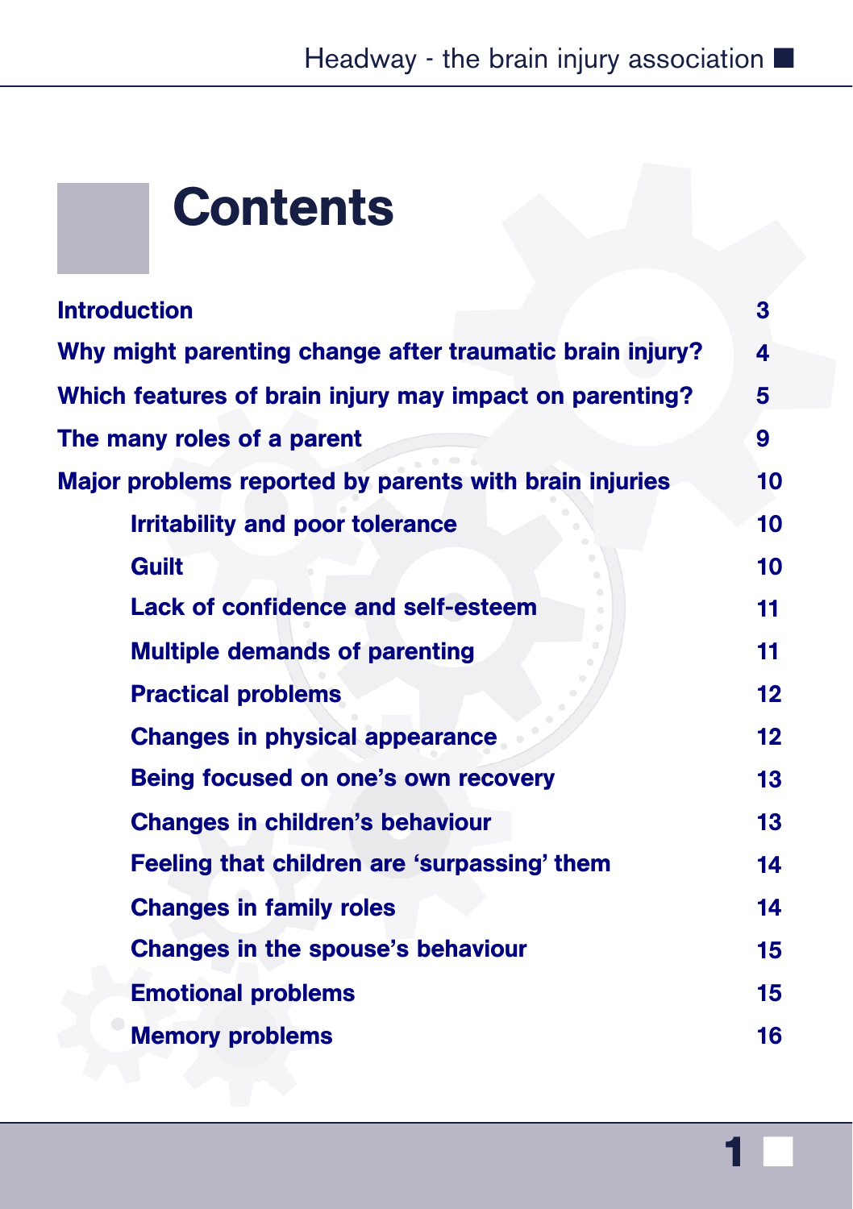# Contents

| | |
|---|---|
| **Introduction** | 3 |
| **Why might parenting change after traumatic brain injury?** | 4 |
| **Which features of brain injury may impact on parenting?** | 5 |
| **The many roles of a parent** | 9 |
| **Major problems reported by parents with brain injuries** | 10 |
| Irritability and poor tolerance | 10 |
| Guilt | 10 |
| Lack of confidence and self-esteem | 11 |
| Multiple demands of parenting | 11 |
| Practical problems | 12 |
| Changes in physical appearance | 12 |
| Being focused on one's own recovery | 13 |
| Changes in children's behaviour | 13 |
| Feeling that children are 'surpassing' them | 14 |
| Changes in family roles | 14 |
| Changes in the spouse's behaviour | 15 |
| Emotional problems | 15 |
| Memory problems | 16 |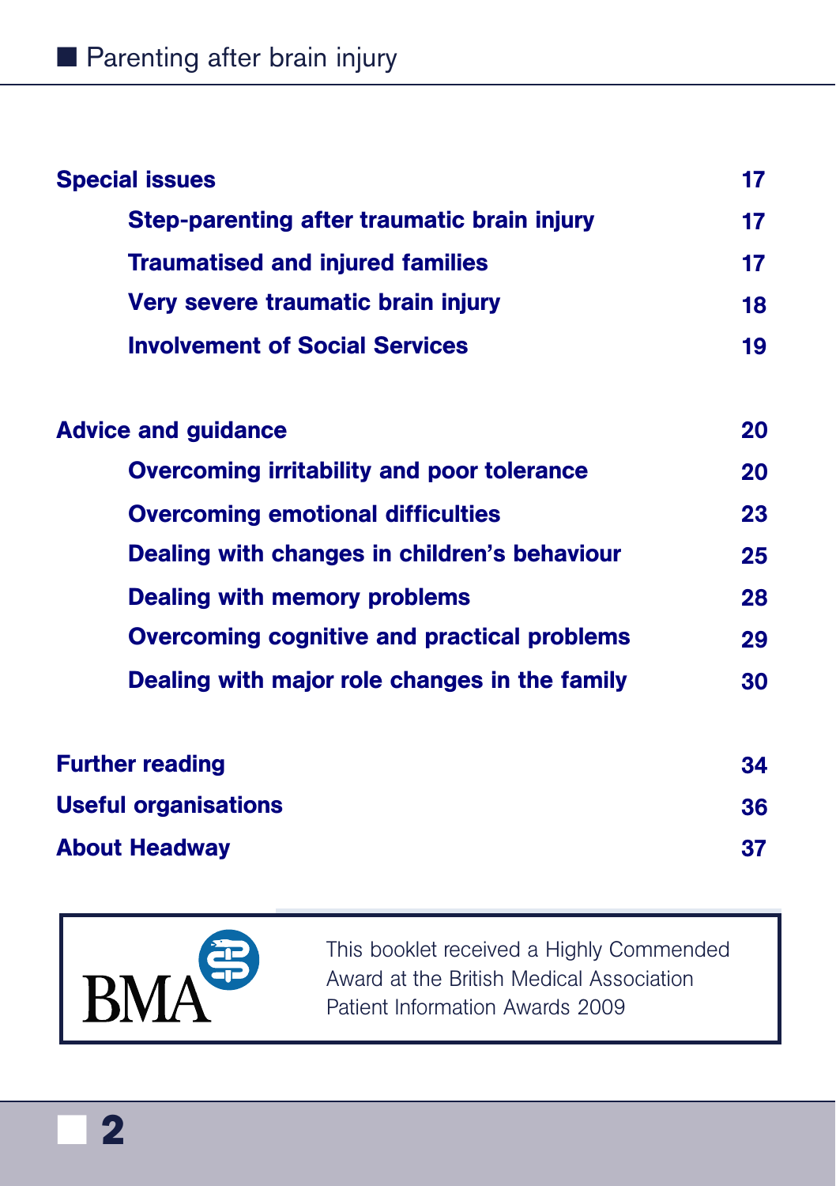| | |
|---|---|
| **Special issues** | **17** |
| &nbsp;&nbsp;&nbsp;&nbsp;**Step-parenting after traumatic brain injury** | **17** |
| &nbsp;&nbsp;&nbsp;&nbsp;**Traumatised and injured families** | **17** |
| &nbsp;&nbsp;&nbsp;&nbsp;**Very severe traumatic brain injury** | **18** |
| &nbsp;&nbsp;&nbsp;&nbsp;**Involvement of Social Services** | **19** |
| **Advice and guidance** | **20** |
| &nbsp;&nbsp;&nbsp;&nbsp;**Overcoming irritability and poor tolerance** | **20** |
| &nbsp;&nbsp;&nbsp;&nbsp;**Overcoming emotional difficulties** | **23** |
| &nbsp;&nbsp;&nbsp;&nbsp;**Dealing with changes in children's behaviour** | **25** |
| &nbsp;&nbsp;&nbsp;&nbsp;**Dealing with memory problems** | **28** |
| &nbsp;&nbsp;&nbsp;&nbsp;**Overcoming cognitive and practical problems** | **29** |
| &nbsp;&nbsp;&nbsp;&nbsp;**Dealing with major role changes in the family** | **30** |
| **Further reading** | **34** |
| **Useful organisations** | **36** |
| **About Headway** | **37** |

BMA

This booklet received a Highly Commended Award at the British Medical Association Patient Information Awards 2009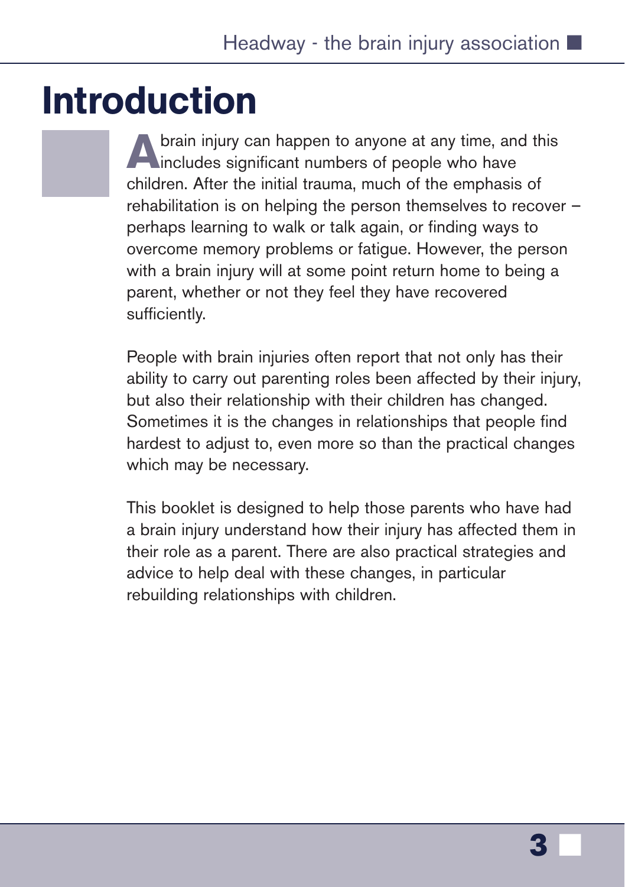# Introduction

A brain injury can happen to anyone at any time, and this includes significant numbers of people who have children. After the initial trauma, much of the emphasis of rehabilitation is on helping the person themselves to recover – perhaps learning to walk or talk again, or finding ways to overcome memory problems or fatigue. However, the person with a brain injury will at some point return home to being a parent, whether or not they feel they have recovered sufficiently.

People with brain injuries often report that not only has their ability to carry out parenting roles been affected by their injury, but also their relationship with their children has changed. Sometimes it is the changes in relationships that people find hardest to adjust to, even more so than the practical changes which may be necessary.

This booklet is designed to help those parents who have had a brain injury understand how their injury has affected them in their role as a parent. There are also practical strategies and advice to help deal with these changes, in particular rebuilding relationships with children.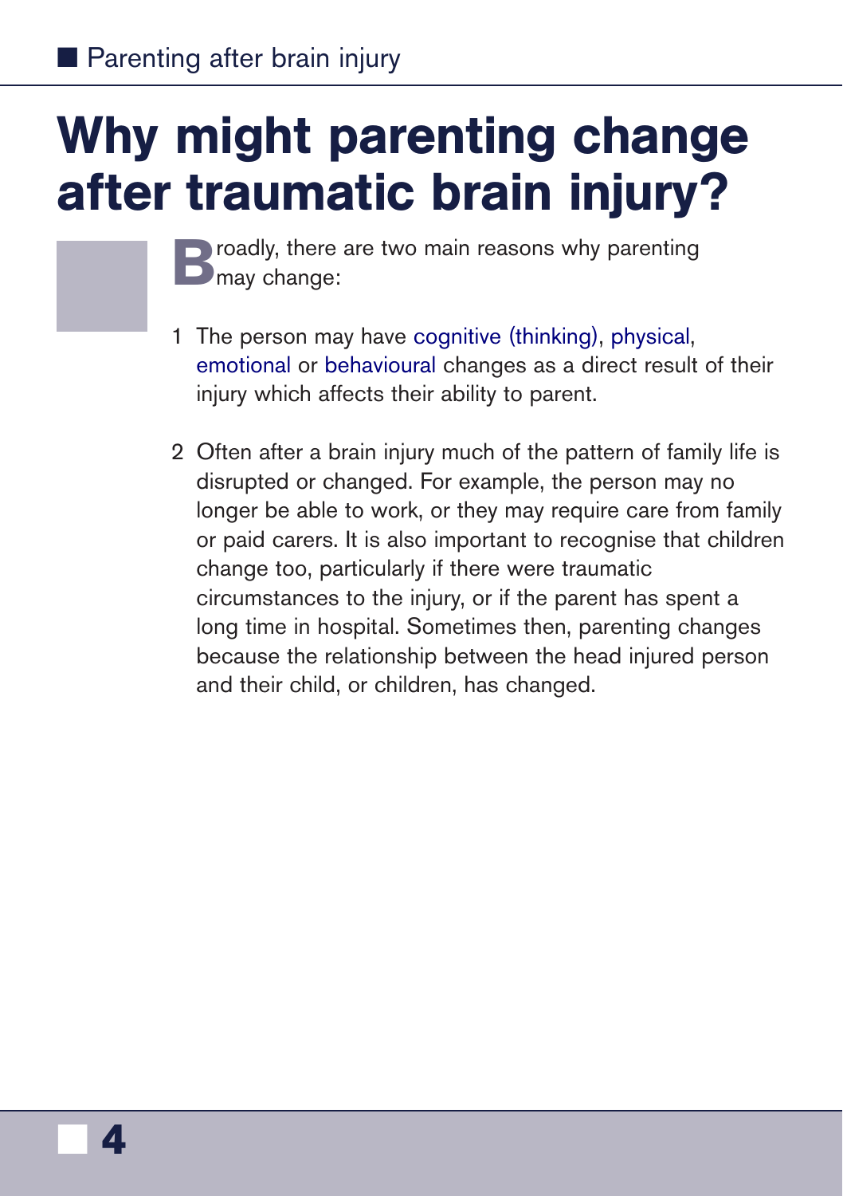# Why might parenting change after traumatic brain injury?

Broadly, there are two main reasons why parenting may change:

1. The person may have cognitive (thinking), physical, emotional or behavioural changes as a direct result of their injury which affects their ability to parent.

2. Often after a brain injury much of the pattern of family life is disrupted or changed. For example, the person may no longer be able to work, or they may require care from family or paid carers. It is also important to recognise that children change too, particularly if there were traumatic circumstances to the injury, or if the parent has spent a long time in hospital. Sometimes then, parenting changes because the relationship between the head injured person and their child, or children, has changed.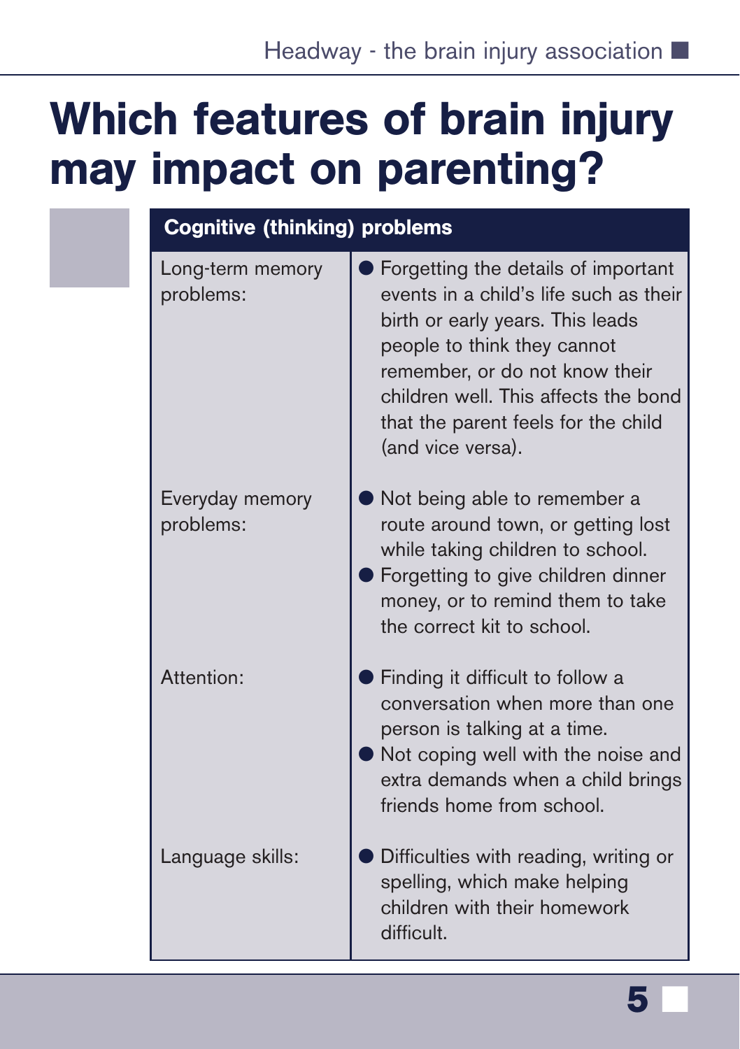# Which features of brain injury may impact on parenting?

| Cognitive (thinking) problems | |
|---|---|
| Long-term memory problems: | ● Forgetting the details of important events in a child's life such as their birth or early years. This leads people to think they cannot remember, or do not know their children well. This affects the bond that the parent feels for the child (and vice versa). |
| Everyday memory problems: | ● Not being able to remember a route around town, or getting lost while taking children to school.<br>● Forgetting to give children dinner money, or to remind them to take the correct kit to school. |
| Attention: | ● Finding it difficult to follow a conversation when more than one person is talking at a time.<br>● Not coping well with the noise and extra demands when a child brings friends home from school. |
| Language skills: | ● Difficulties with reading, writing or spelling, which make helping children with their homework difficult. |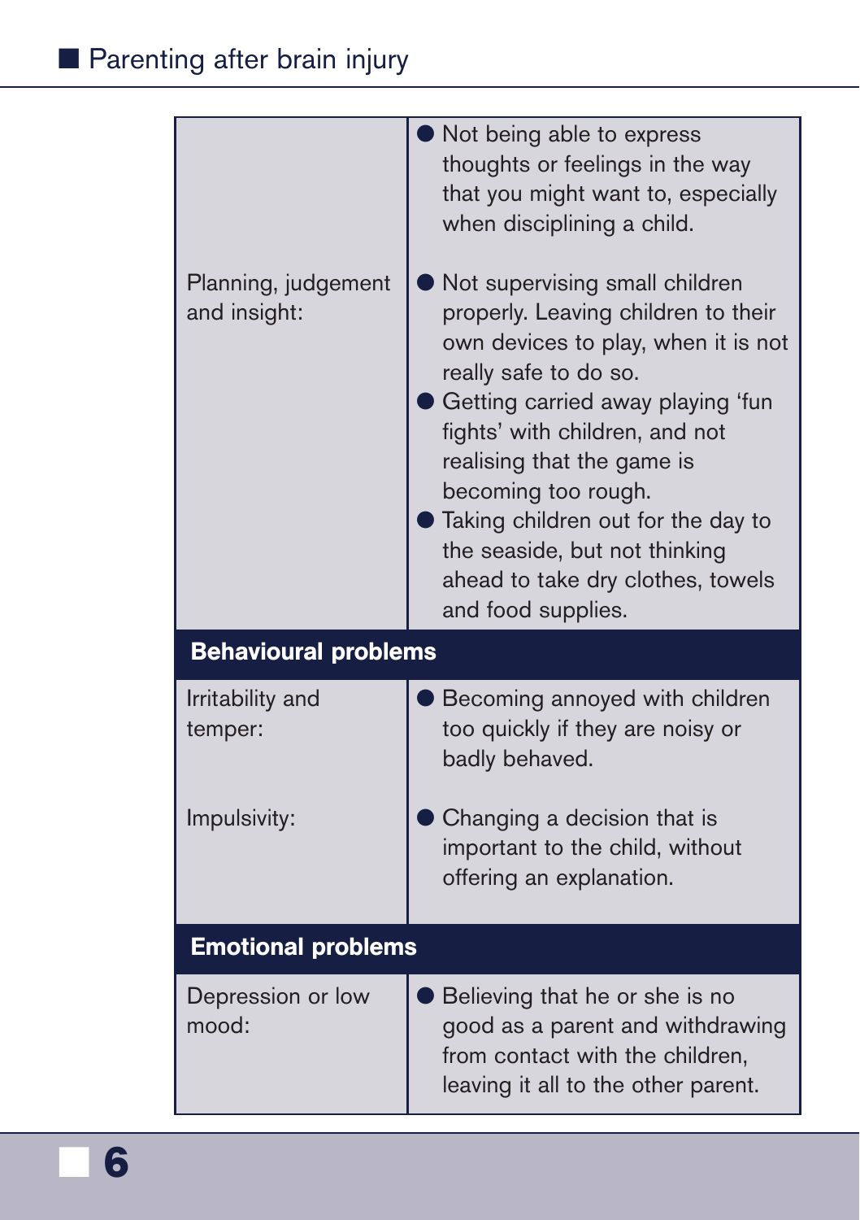| | |
|---|---|
| | ● Not being able to express thoughts or feelings in the way that you might want to, especially when disciplining a child. |
| Planning, judgement and insight: | ● Not supervising small children properly. Leaving children to their own devices to play, when it is not really safe to do so.<br>● Getting carried away playing 'fun fights' with children, and not realising that the game is becoming too rough.<br>● Taking children out for the day to the seaside, but not thinking ahead to take dry clothes, towels and food supplies. |
| **Behavioural problems** | |
| Irritability and temper: | ● Becoming annoyed with children too quickly if they are noisy or badly behaved. |
| Impulsivity: | ● Changing a decision that is important to the child, without offering an explanation. |
| **Emotional problems** | |
| Depression or low mood: | ● Believing that he or she is no good as a parent and withdrawing from contact with the children, leaving it all to the other parent. |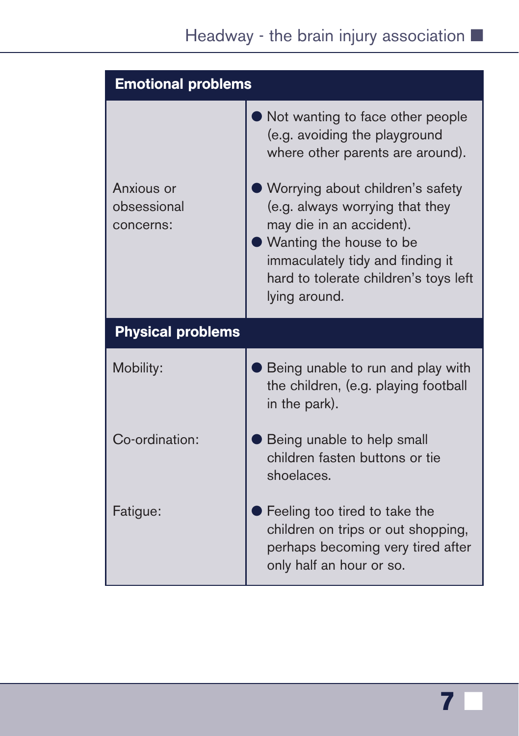| **Emotional problems** | |
|---|---|
| | Not wanting to face other people (e.g. avoiding the playground where other parents are around). |
| Anxious or obsessional concerns: | Worrying about children's safety (e.g. always worrying that they may die in an accident). Wanting the house to be immaculately tidy and finding it hard to tolerate children's toys left lying around. |
| **Physical problems** | |
| Mobility: | Being unable to run and play with the children, (e.g. playing football in the park). |
| Co-ordination: | Being unable to help small children fasten buttons or tie shoelaces. |
| Fatigue: | Feeling too tired to take the children on trips or out shopping, perhaps becoming very tired after only half an hour or so. |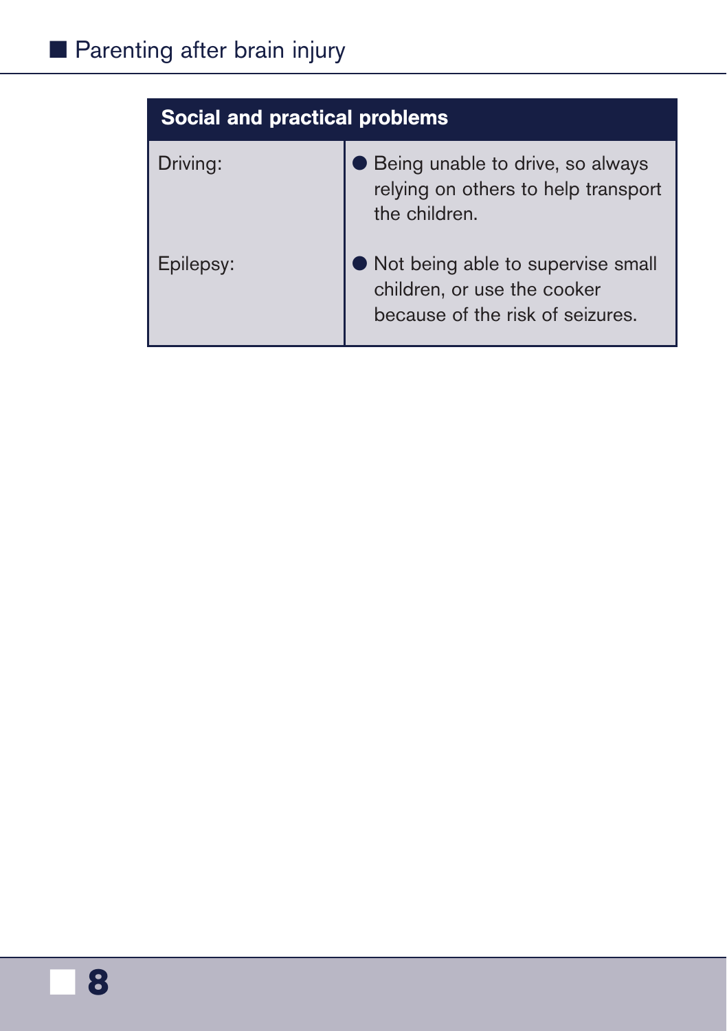| Social and practical problems | |
|---|---|
| Driving: | ● Being unable to drive, so always relying on others to help transport the children. |
| Epilepsy: | ● Not being able to supervise small children, or use the cooker because of the risk of seizures. |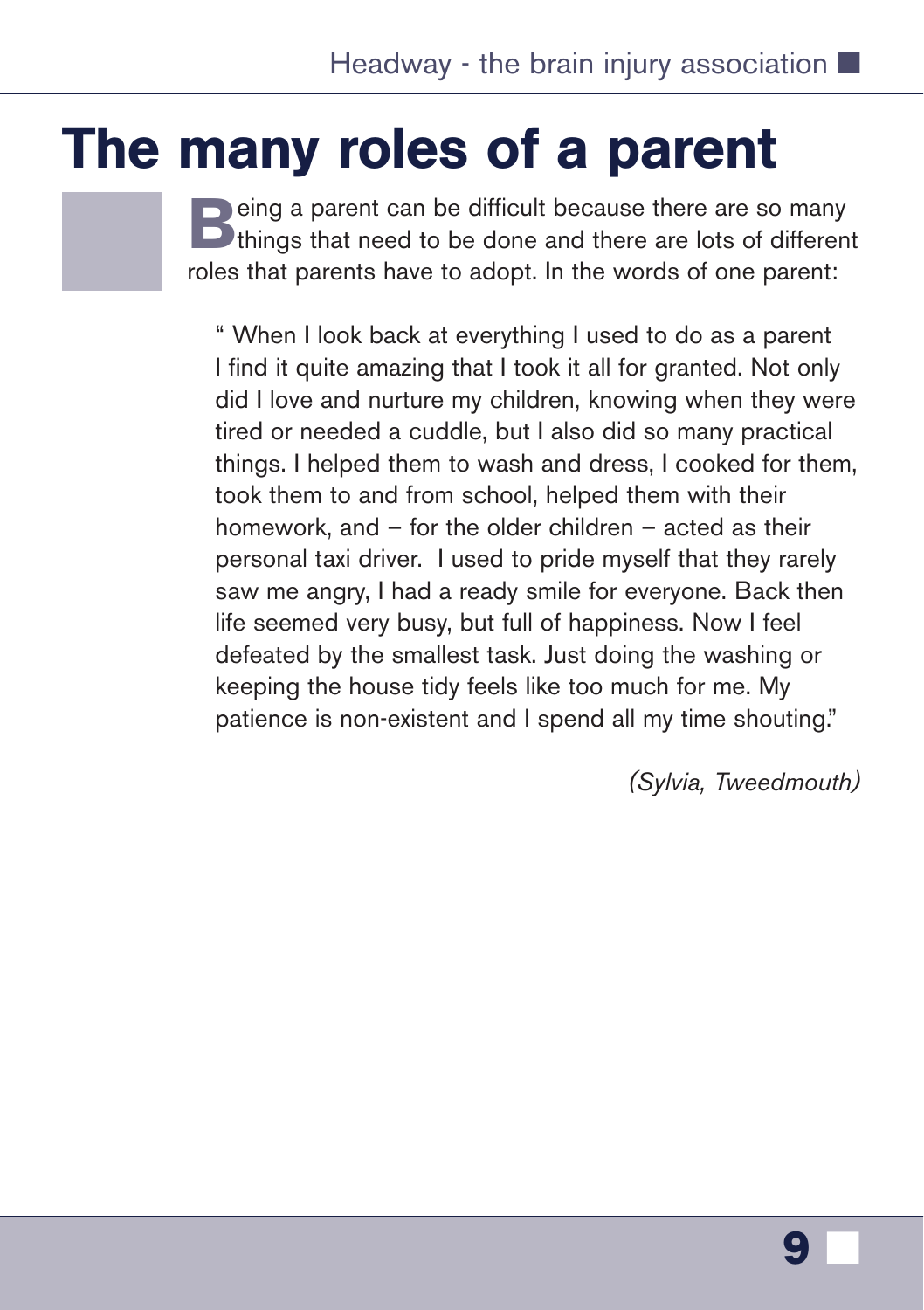# The many roles of a parent

Being a parent can be difficult because there are so many things that need to be done and there are lots of different roles that parents have to adopt. In the words of one parent:

> " When I look back at everything I used to do as a parent I find it quite amazing that I took it all for granted. Not only did I love and nurture my children, knowing when they were tired or needed a cuddle, but I also did so many practical things. I helped them to wash and dress, I cooked for them, took them to and from school, helped them with their homework, and – for the older children – acted as their personal taxi driver. I used to pride myself that they rarely saw me angry, I had a ready smile for everyone. Back then life seemed very busy, but full of happiness. Now I feel defeated by the smallest task. Just doing the washing or keeping the house tidy feels like too much for me. My patience is non-existent and I spend all my time shouting."

*(Sylvia, Tweedmouth)*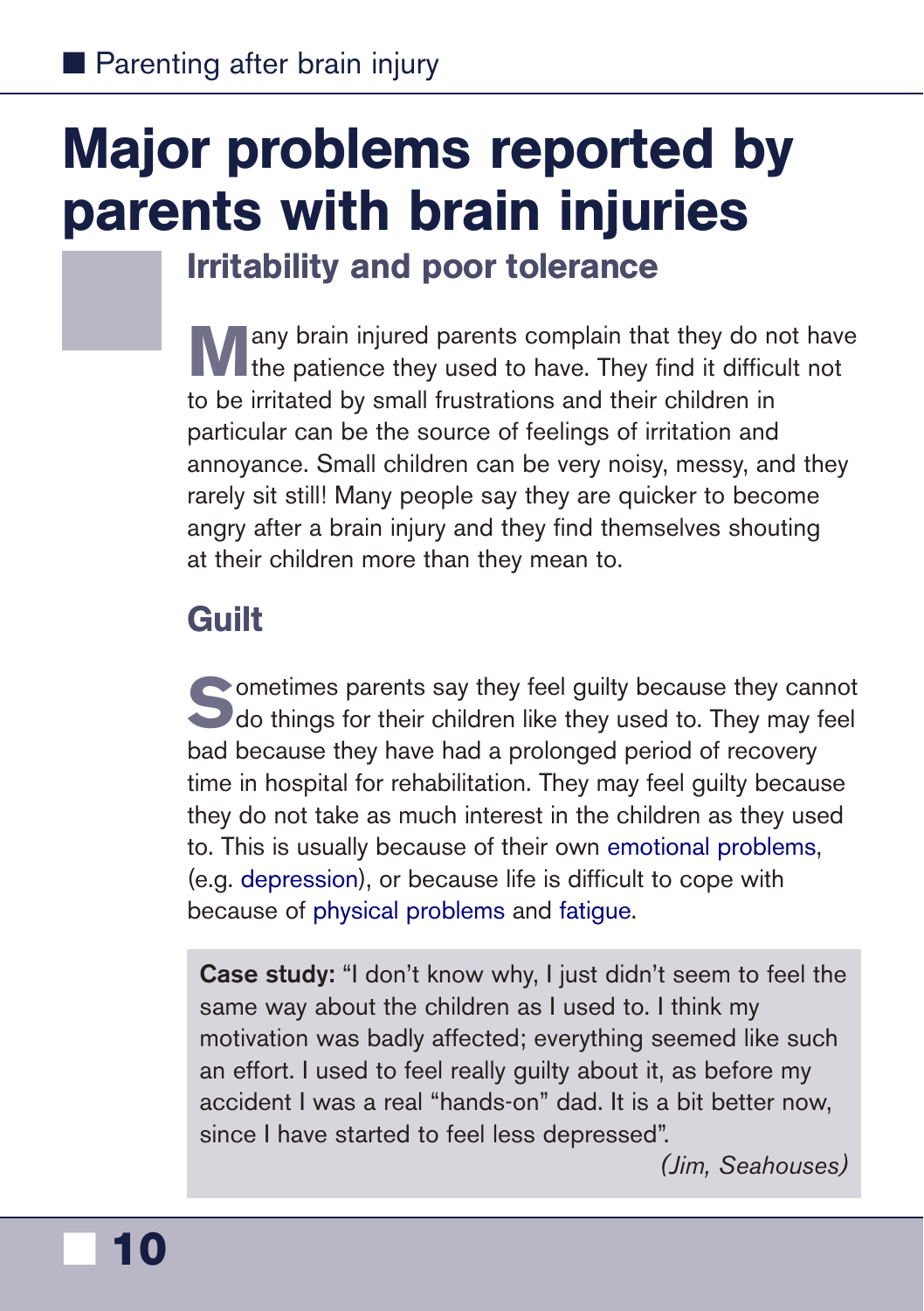# Major problems reported by parents with brain injuries

## Irritability and poor tolerance

Many brain injured parents complain that they do not have the patience they used to have. They find it difficult not to be irritated by small frustrations and their children in particular can be the source of feelings of irritation and annoyance. Small children can be very noisy, messy, and they rarely sit still! Many people say they are quicker to become angry after a brain injury and they find themselves shouting at their children more than they mean to.

## Guilt

Sometimes parents say they feel guilty because they cannot do things for their children like they used to. They may feel bad because they have had a prolonged period of recovery time in hospital for rehabilitation. They may feel guilty because they do not take as much interest in the children as they used to. This is usually because of their own emotional problems, (e.g. depression), or because life is difficult to cope with because of physical problems and fatigue.

**Case study:** "I don't know why, I just didn't seem to feel the same way about the children as I used to. I think my motivation was badly affected; everything seemed like such an effort. I used to feel really guilty about it, as before my accident I was a real "hands-on" dad. It is a bit better now, since I have started to feel less depressed".

*(Jim, Seahouses)*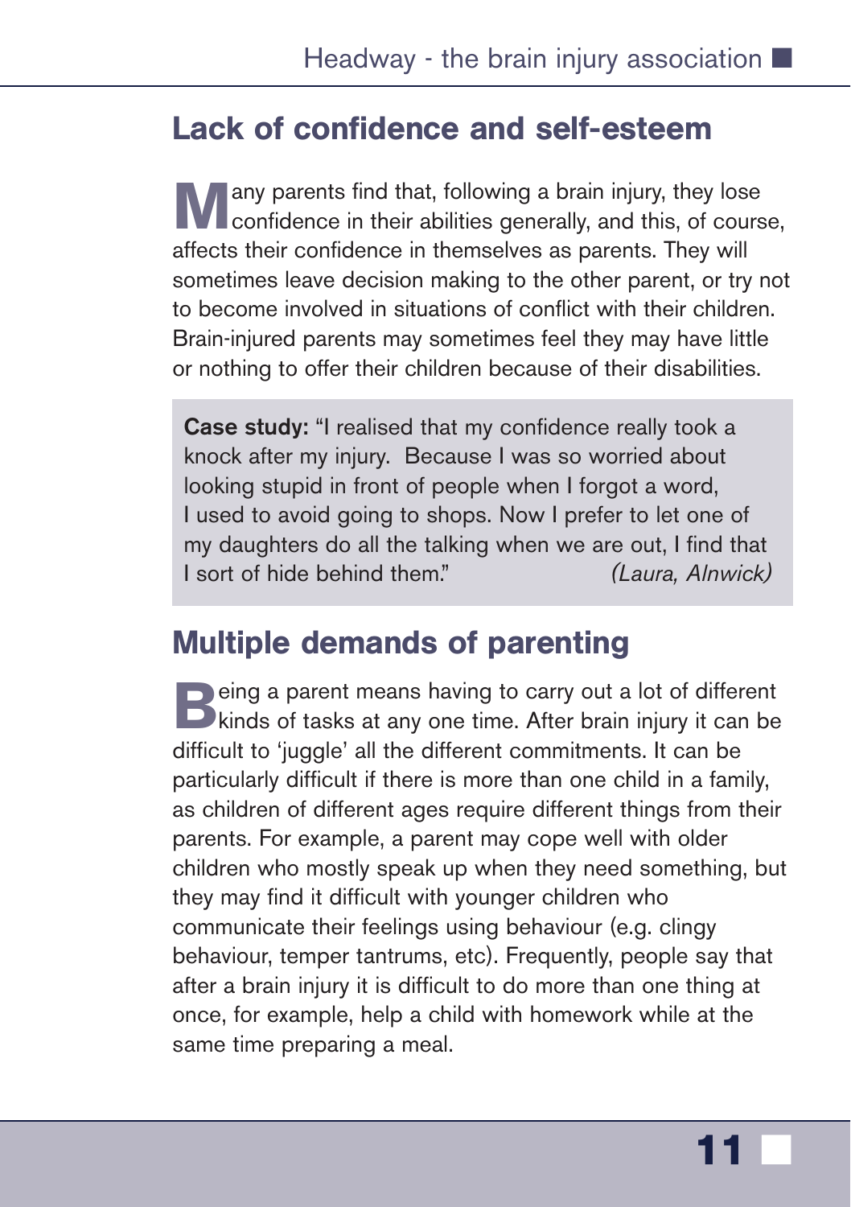## Lack of confidence and self-esteem

Many parents find that, following a brain injury, they lose confidence in their abilities generally, and this, of course, affects their confidence in themselves as parents. They will sometimes leave decision making to the other parent, or try not to become involved in situations of conflict with their children. Brain-injured parents may sometimes feel they may have little or nothing to offer their children because of their disabilities.

> **Case study:** "I realised that my confidence really took a knock after my injury. Because I was so worried about looking stupid in front of people when I forgot a word, I used to avoid going to shops. Now I prefer to let one of my daughters do all the talking when we are out, I find that I sort of hide behind them." *(Laura, Alnwick)*

## Multiple demands of parenting

Being a parent means having to carry out a lot of different kinds of tasks at any one time. After brain injury it can be difficult to 'juggle' all the different commitments. It can be particularly difficult if there is more than one child in a family, as children of different ages require different things from their parents. For example, a parent may cope well with older children who mostly speak up when they need something, but they may find it difficult with younger children who communicate their feelings using behaviour (e.g. clingy behaviour, temper tantrums, etc). Frequently, people say that after a brain injury it is difficult to do more than one thing at once, for example, help a child with homework while at the same time preparing a meal.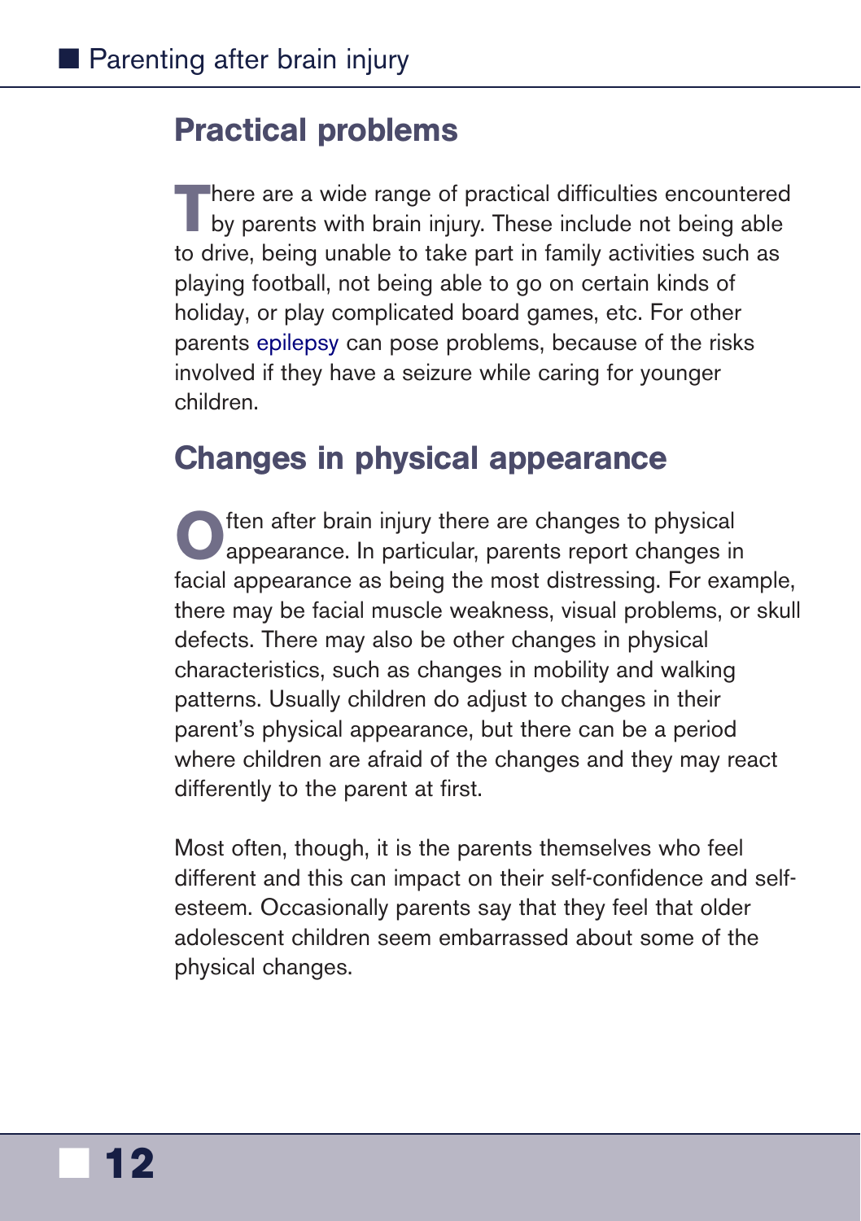## Practical problems

There are a wide range of practical difficulties encountered by parents with brain injury. These include not being able to drive, being unable to take part in family activities such as playing football, not being able to go on certain kinds of holiday, or play complicated board games, etc. For other parents epilepsy can pose problems, because of the risks involved if they have a seizure while caring for younger children.

## Changes in physical appearance

Often after brain injury there are changes to physical appearance. In particular, parents report changes in facial appearance as being the most distressing. For example, there may be facial muscle weakness, visual problems, or skull defects. There may also be other changes in physical characteristics, such as changes in mobility and walking patterns. Usually children do adjust to changes in their parent's physical appearance, but there can be a period where children are afraid of the changes and they may react differently to the parent at first.

Most often, though, it is the parents themselves who feel different and this can impact on their self-confidence and self-esteem. Occasionally parents say that they feel that older adolescent children seem embarrassed about some of the physical changes.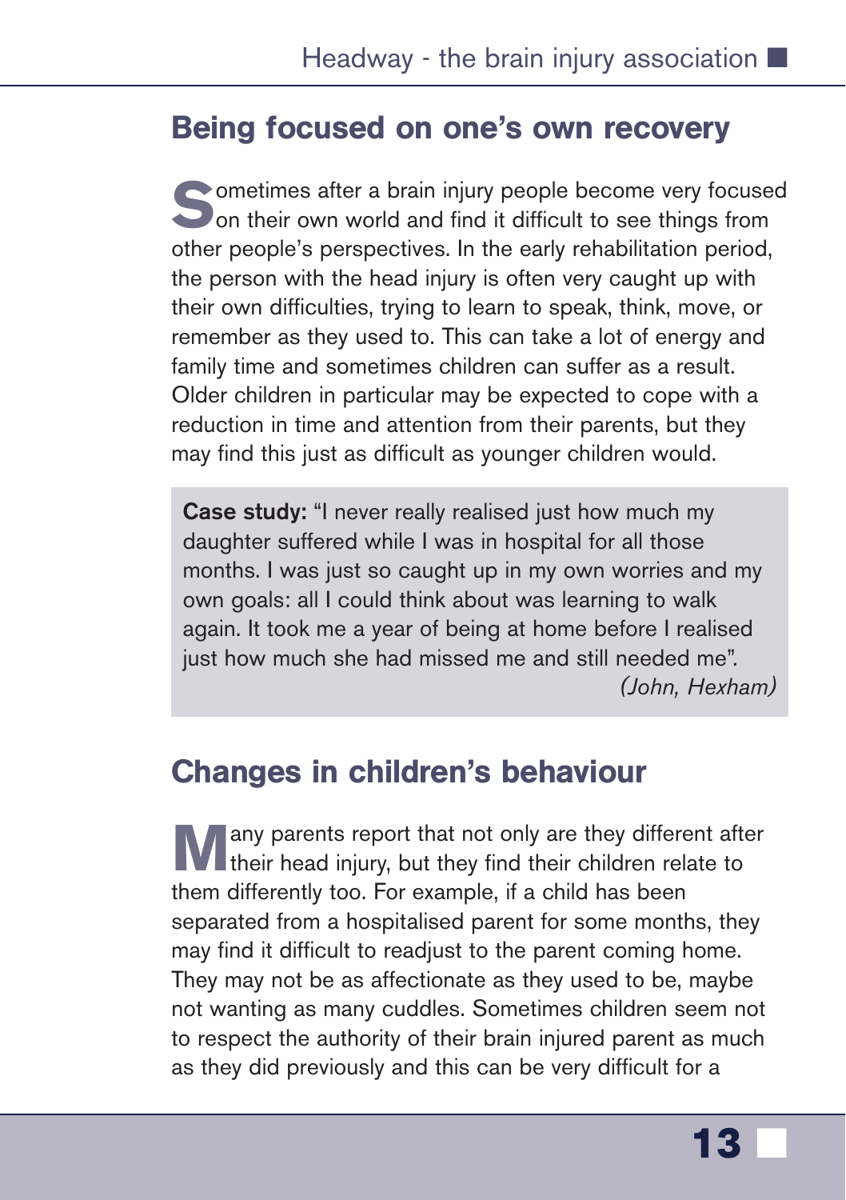## Being focused on one's own recovery

Sometimes after a brain injury people become very focused on their own world and find it difficult to see things from other people's perspectives. In the early rehabilitation period, the person with the head injury is often very caught up with their own difficulties, trying to learn to speak, think, move, or remember as they used to. This can take a lot of energy and family time and sometimes children can suffer as a result. Older children in particular may be expected to cope with a reduction in time and attention from their parents, but they may find this just as difficult as younger children would.

> **Case study:** "I never really realised just how much my daughter suffered while I was in hospital for all those months. I was just so caught up in my own worries and my own goals: all I could think about was learning to walk again. It took me a year of being at home before I realised just how much she had missed me and still needed me".
>
> *(John, Hexham)*

## Changes in children's behaviour

Many parents report that not only are they different after their head injury, but they find their children relate to them differently too. For example, if a child has been separated from a hospitalised parent for some months, they may find it difficult to readjust to the parent coming home. They may not be as affectionate as they used to be, maybe not wanting as many cuddles. Sometimes children seem not to respect the authority of their brain injured parent as much as they did previously and this can be very difficult for a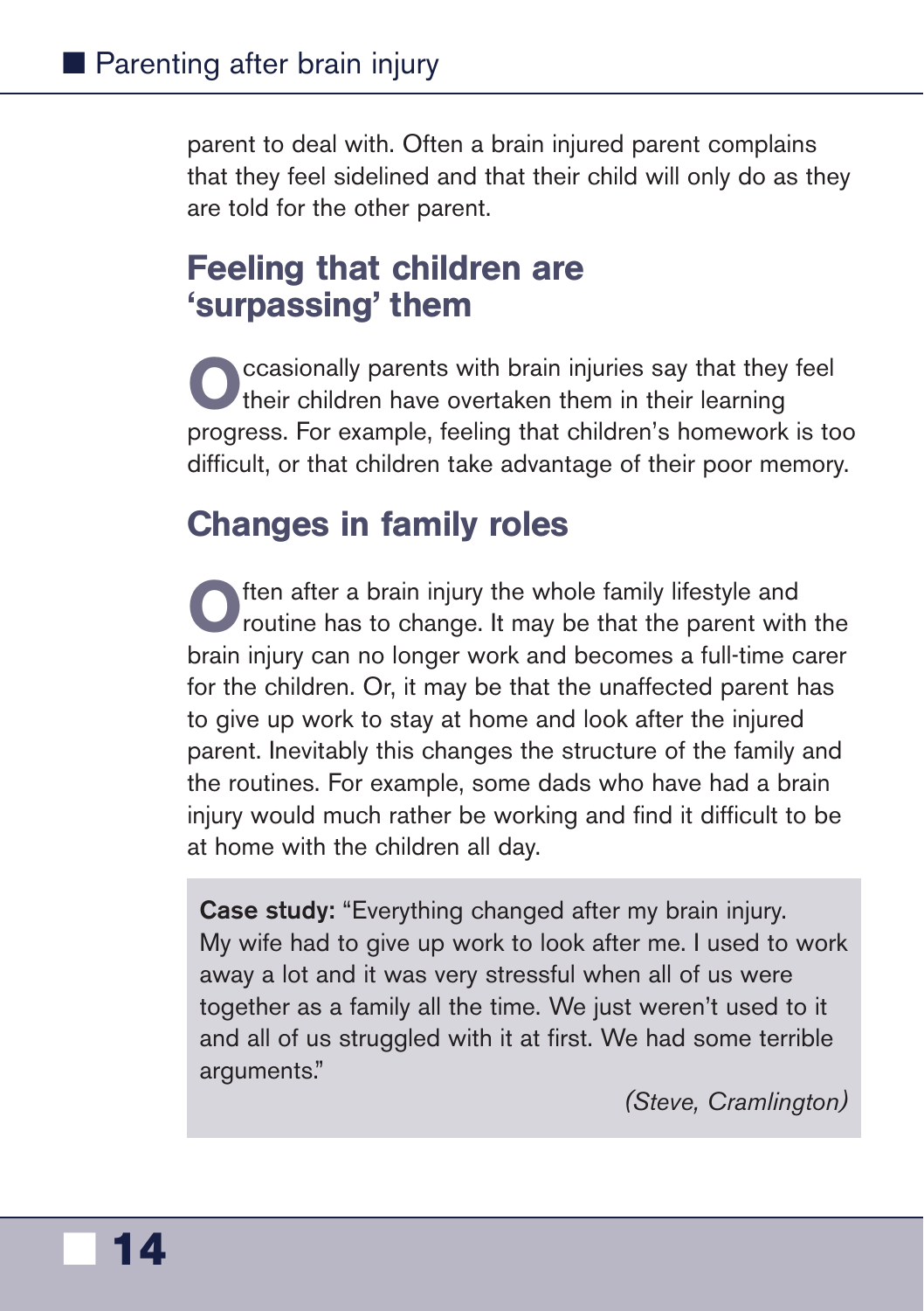parent to deal with. Often a brain injured parent complains that they feel sidelined and that their child will only do as they are told for the other parent.

## Feeling that children are 'surpassing' them

Occasionally parents with brain injuries say that they feel their children have overtaken them in their learning progress. For example, feeling that children's homework is too difficult, or that children take advantage of their poor memory.

## Changes in family roles

Often after a brain injury the whole family lifestyle and routine has to change. It may be that the parent with the brain injury can no longer work and becomes a full-time carer for the children. Or, it may be that the unaffected parent has to give up work to stay at home and look after the injured parent. Inevitably this changes the structure of the family and the routines. For example, some dads who have had a brain injury would much rather be working and find it difficult to be at home with the children all day.

> **Case study:** "Everything changed after my brain injury. My wife had to give up work to look after me. I used to work away a lot and it was very stressful when all of us were together as a family all the time. We just weren't used to it and all of us struggled with it at first. We had some terrible arguments."
>
> *(Steve, Cramlington)*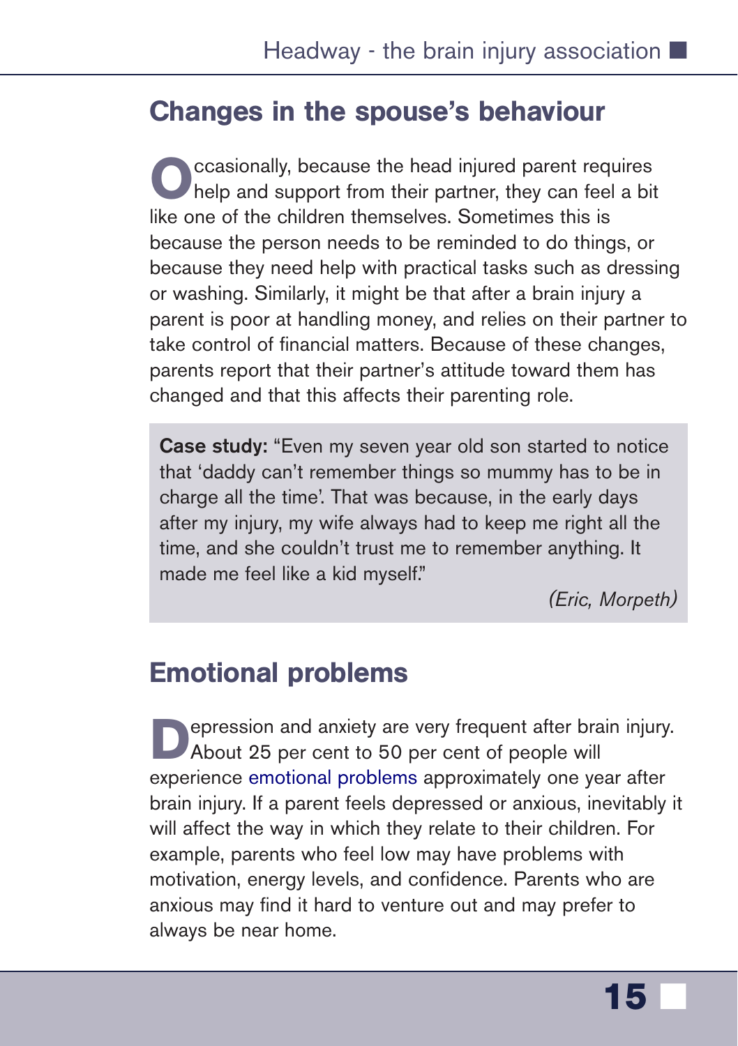## Changes in the spouse's behaviour

Occasionally, because the head injured parent requires help and support from their partner, they can feel a bit like one of the children themselves. Sometimes this is because the person needs to be reminded to do things, or because they need help with practical tasks such as dressing or washing. Similarly, it might be that after a brain injury a parent is poor at handling money, and relies on their partner to take control of financial matters. Because of these changes, parents report that their partner's attitude toward them has changed and that this affects their parenting role.

**Case study:** "Even my seven year old son started to notice that 'daddy can't remember things so mummy has to be in charge all the time'. That was because, in the early days after my injury, my wife always had to keep me right all the time, and she couldn't trust me to remember anything. It made me feel like a kid myself."

*(Eric, Morpeth)*

## Emotional problems

Depression and anxiety are very frequent after brain injury. About 25 per cent to 50 per cent of people will experience emotional problems approximately one year after brain injury. If a parent feels depressed or anxious, inevitably it will affect the way in which they relate to their children. For example, parents who feel low may have problems with motivation, energy levels, and confidence. Parents who are anxious may find it hard to venture out and may prefer to always be near home.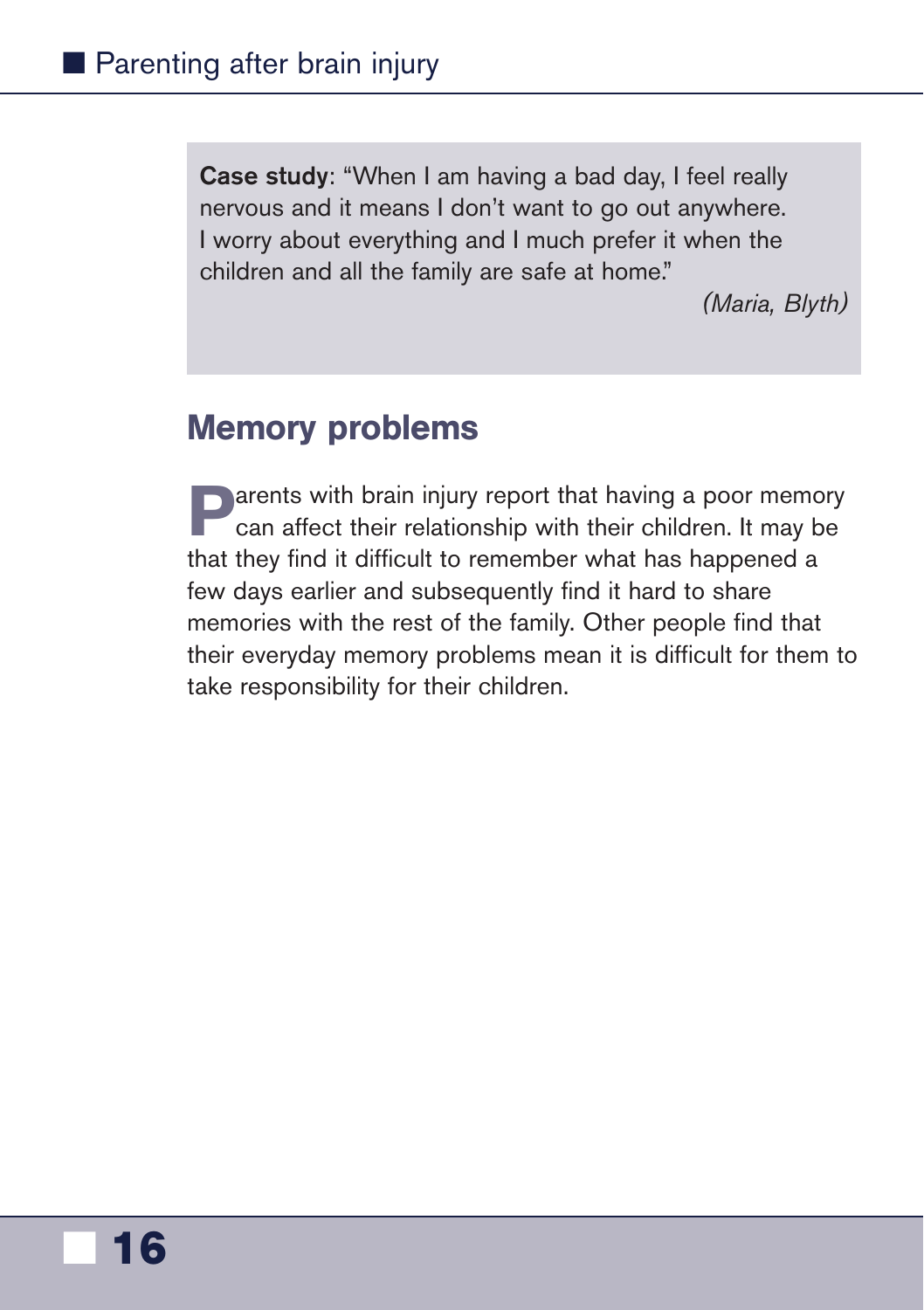**Case study**: "When I am having a bad day, I feel really nervous and it means I don't want to go out anywhere. I worry about everything and I much prefer it when the children and all the family are safe at home."

*(Maria, Blyth)*

## Memory problems

Parents with brain injury report that having a poor memory can affect their relationship with their children. It may be that they find it difficult to remember what has happened a few days earlier and subsequently find it hard to share memories with the rest of the family. Other people find that their everyday memory problems mean it is difficult for them to take responsibility for their children.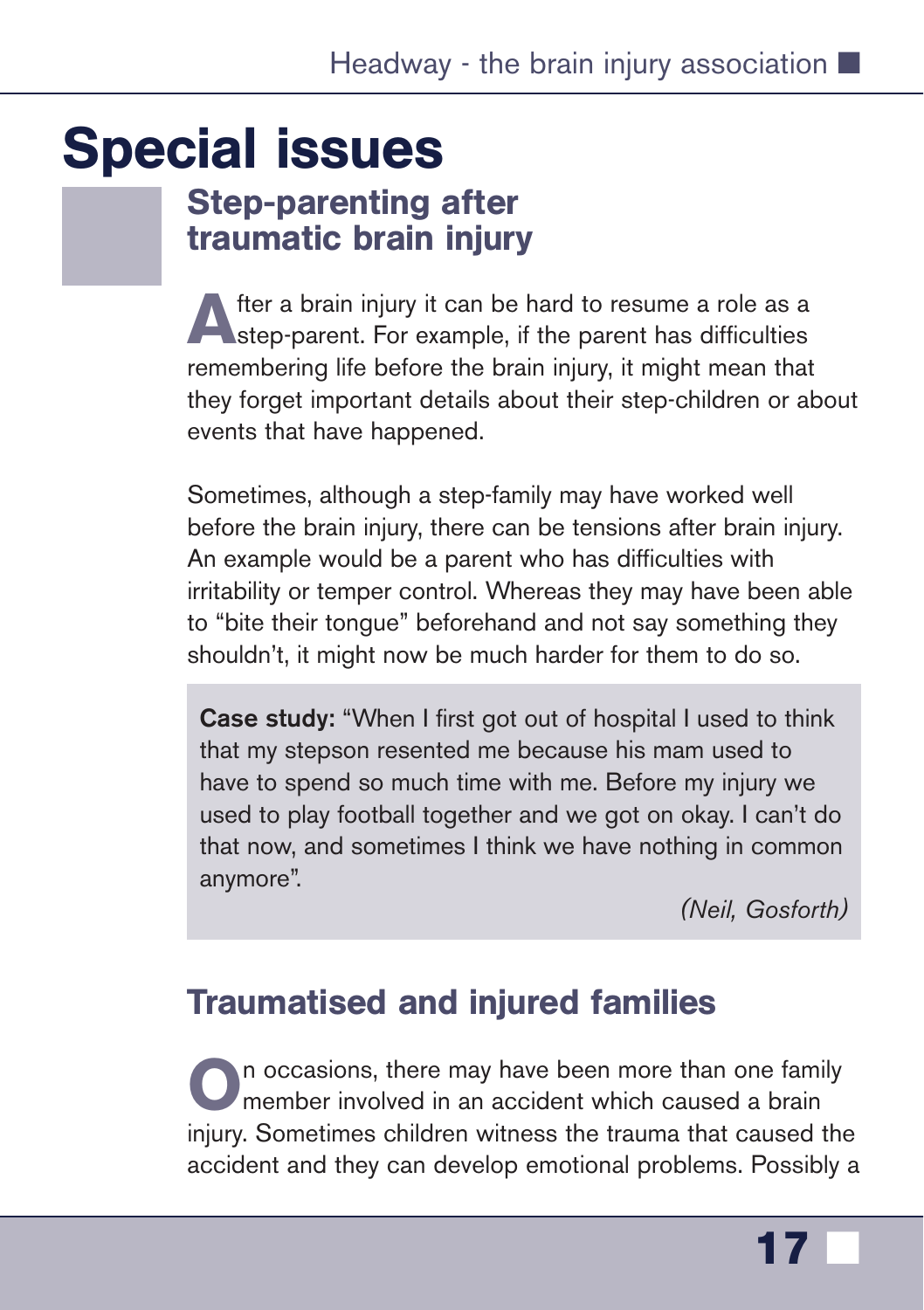# Special issues

## Step-parenting after traumatic brain injury

After a brain injury it can be hard to resume a role as a step-parent. For example, if the parent has difficulties remembering life before the brain injury, it might mean that they forget important details about their step-children or about events that have happened.

Sometimes, although a step-family may have worked well before the brain injury, there can be tensions after brain injury. An example would be a parent who has difficulties with irritability or temper control. Whereas they may have been able to "bite their tongue" beforehand and not say something they shouldn't, it might now be much harder for them to do so.

> **Case study:** "When I first got out of hospital I used to think that my stepson resented me because his mam used to have to spend so much time with me. Before my injury we used to play football together and we got on okay. I can't do that now, and sometimes I think we have nothing in common anymore".
>
> *(Neil, Gosforth)*

## Traumatised and injured families

On occasions, there may have been more than one family member involved in an accident which caused a brain injury. Sometimes children witness the trauma that caused the accident and they can develop emotional problems. Possibly a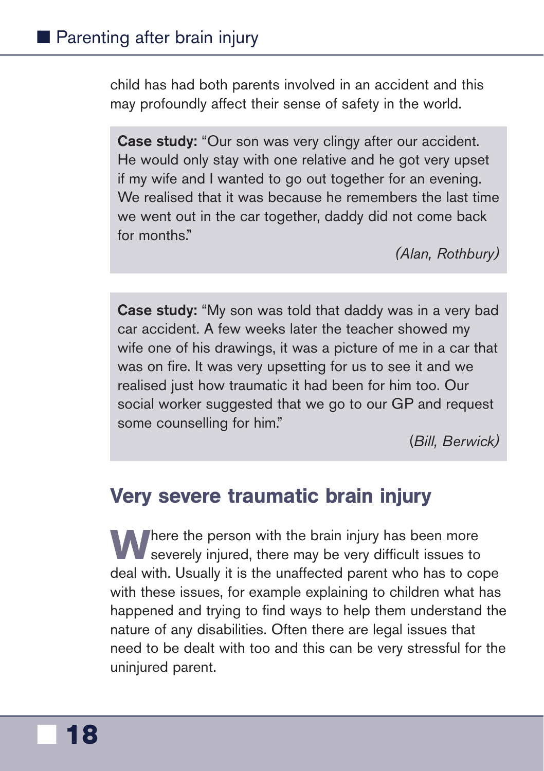child has had both parents involved in an accident and this may profoundly affect their sense of safety in the world.

> **Case study:** "Our son was very clingy after our accident. He would only stay with one relative and he got very upset if my wife and I wanted to go out together for an evening. We realised that it was because he remembers the last time we went out in the car together, daddy did not come back for months."
>
> *(Alan, Rothbury)*

> **Case study:** "My son was told that daddy was in a very bad car accident. A few weeks later the teacher showed my wife one of his drawings, it was a picture of me in a car that was on fire. It was very upsetting for us to see it and we realised just how traumatic it had been for him too. Our social worker suggested that we go to our GP and request some counselling for him."
>
> *(Bill, Berwick)*

## Very severe traumatic brain injury

Where the person with the brain injury has been more severely injured, there may be very difficult issues to deal with. Usually it is the unaffected parent who has to cope with these issues, for example explaining to children what has happened and trying to find ways to help them understand the nature of any disabilities. Often there are legal issues that need to be dealt with too and this can be very stressful for the uninjured parent.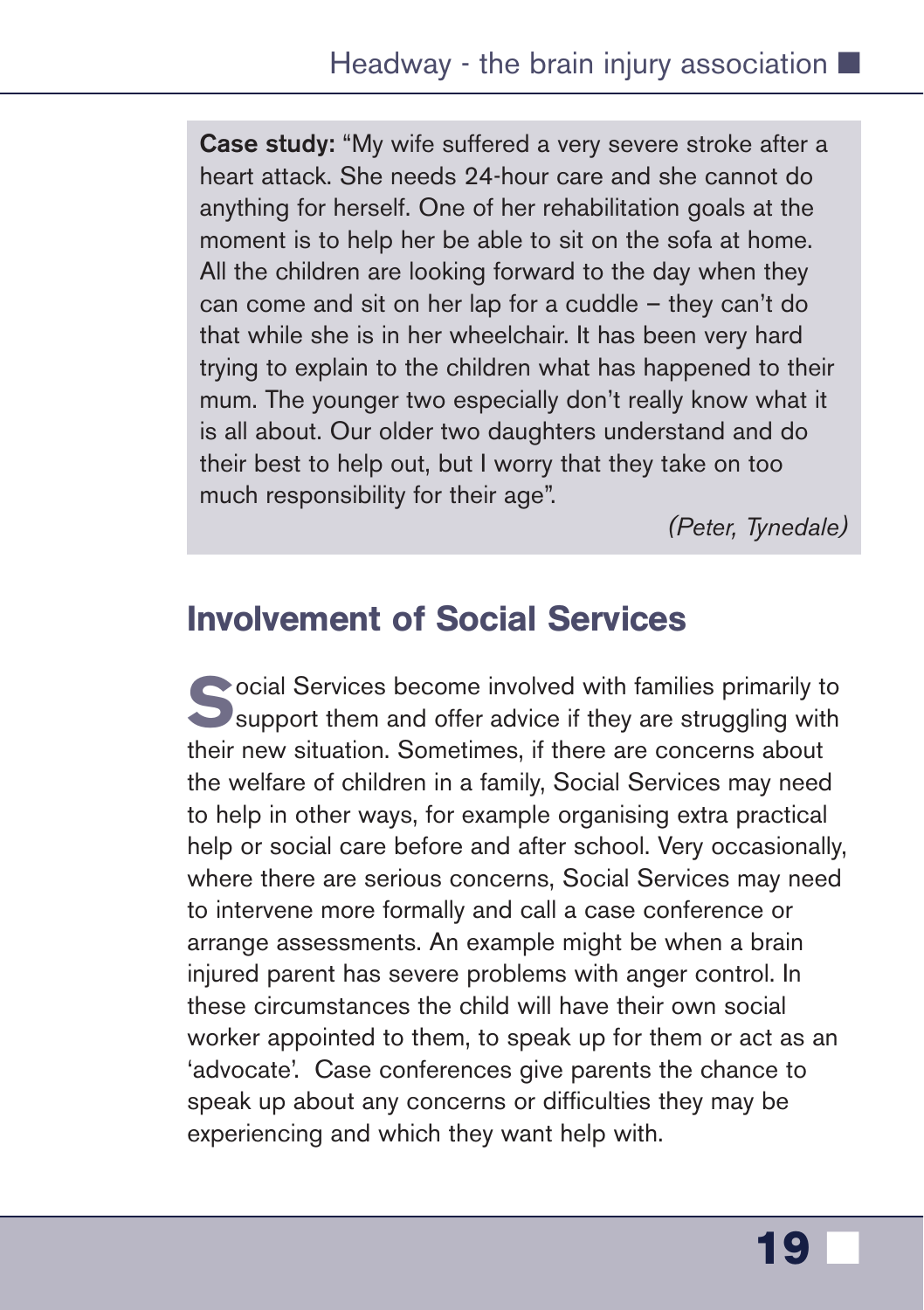**Case study:** "My wife suffered a very severe stroke after a heart attack. She needs 24-hour care and she cannot do anything for herself. One of her rehabilitation goals at the moment is to help her be able to sit on the sofa at home. All the children are looking forward to the day when they can come and sit on her lap for a cuddle – they can't do that while she is in her wheelchair. It has been very hard trying to explain to the children what has happened to their mum. The younger two especially don't really know what it is all about. Our older two daughters understand and do their best to help out, but I worry that they take on too much responsibility for their age".

*(Peter, Tynedale)*

## Involvement of Social Services

Social Services become involved with families primarily to support them and offer advice if they are struggling with their new situation. Sometimes, if there are concerns about the welfare of children in a family, Social Services may need to help in other ways, for example organising extra practical help or social care before and after school. Very occasionally, where there are serious concerns, Social Services may need to intervene more formally and call a case conference or arrange assessments. An example might be when a brain injured parent has severe problems with anger control. In these circumstances the child will have their own social worker appointed to them, to speak up for them or act as an 'advocate'. Case conferences give parents the chance to speak up about any concerns or difficulties they may be experiencing and which they want help with.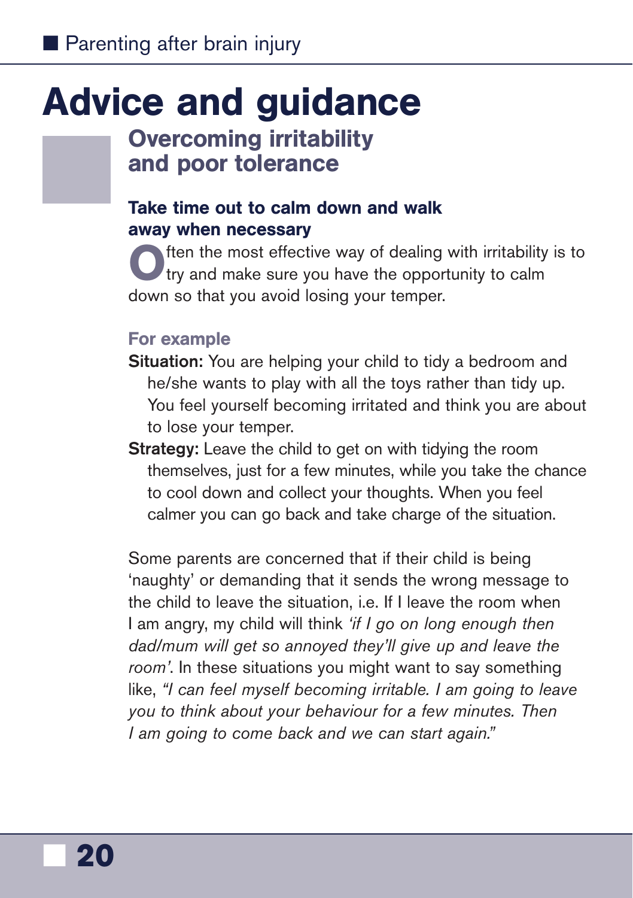# Advice and guidance

## Overcoming irritability and poor tolerance

### Take time out to calm down and walk away when necessary

Often the most effective way of dealing with irritability is to try and make sure you have the opportunity to calm down so that you avoid losing your temper.

#### For example

**Situation:** You are helping your child to tidy a bedroom and he/she wants to play with all the toys rather than tidy up. You feel yourself becoming irritated and think you are about to lose your temper.

**Strategy:** Leave the child to get on with tidying the room themselves, just for a few minutes, while you take the chance to cool down and collect your thoughts. When you feel calmer you can go back and take charge of the situation.

Some parents are concerned that if their child is being 'naughty' or demanding that it sends the wrong message to the child to leave the situation, i.e. If I leave the room when I am angry, my child will think *'if I go on long enough then dad/mum will get so annoyed they'll give up and leave the room'*. In these situations you might want to say something like, *"I can feel myself becoming irritable. I am going to leave you to think about your behaviour for a few minutes. Then I am going to come back and we can start again."*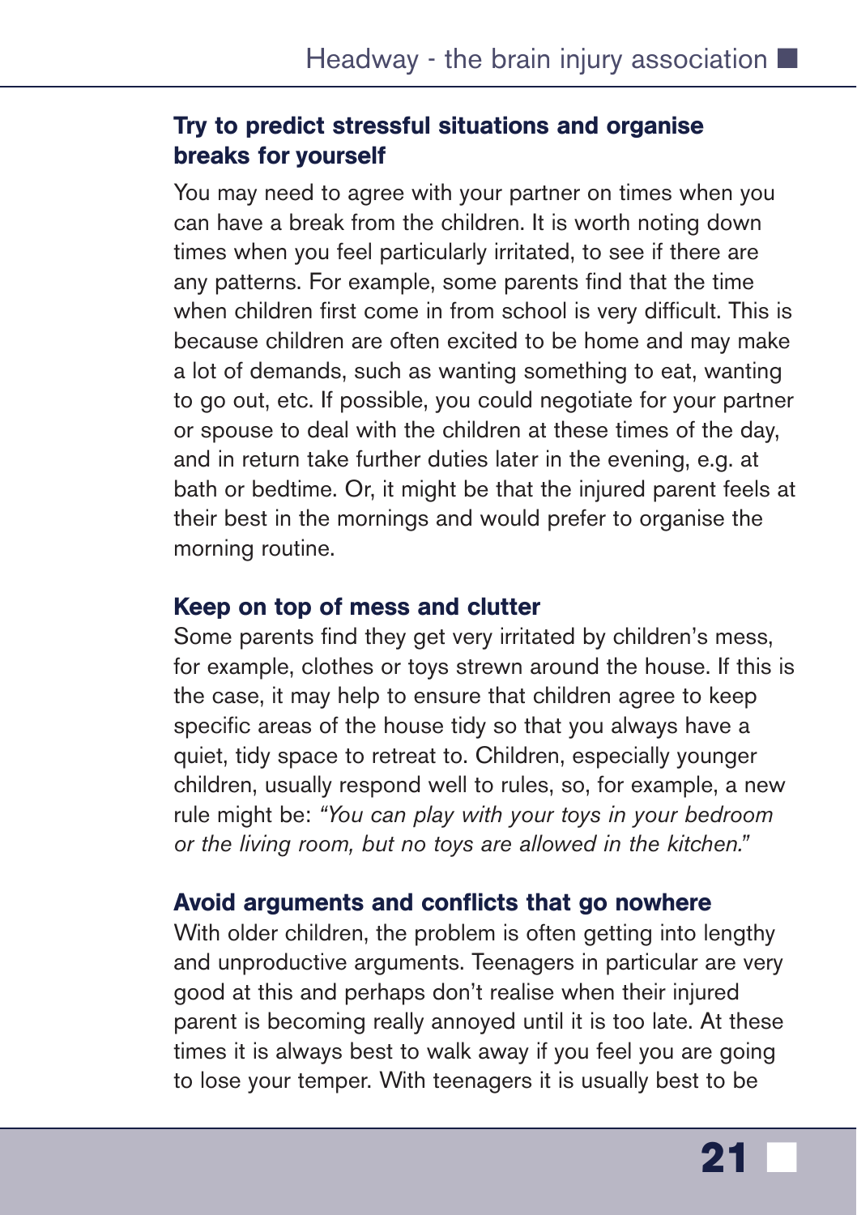### Try to predict stressful situations and organise breaks for yourself

You may need to agree with your partner on times when you can have a break from the children. It is worth noting down times when you feel particularly irritated, to see if there are any patterns. For example, some parents find that the time when children first come in from school is very difficult. This is because children are often excited to be home and may make a lot of demands, such as wanting something to eat, wanting to go out, etc. If possible, you could negotiate for your partner or spouse to deal with the children at these times of the day, and in return take further duties later in the evening, e.g. at bath or bedtime. Or, it might be that the injured parent feels at their best in the mornings and would prefer to organise the morning routine.

### Keep on top of mess and clutter

Some parents find they get very irritated by children's mess, for example, clothes or toys strewn around the house. If this is the case, it may help to ensure that children agree to keep specific areas of the house tidy so that you always have a quiet, tidy space to retreat to. Children, especially younger children, usually respond well to rules, so, for example, a new rule might be: *"You can play with your toys in your bedroom or the living room, but no toys are allowed in the kitchen."*

### Avoid arguments and conflicts that go nowhere

With older children, the problem is often getting into lengthy and unproductive arguments. Teenagers in particular are very good at this and perhaps don't realise when their injured parent is becoming really annoyed until it is too late. At these times it is always best to walk away if you feel you are going to lose your temper. With teenagers it is usually best to be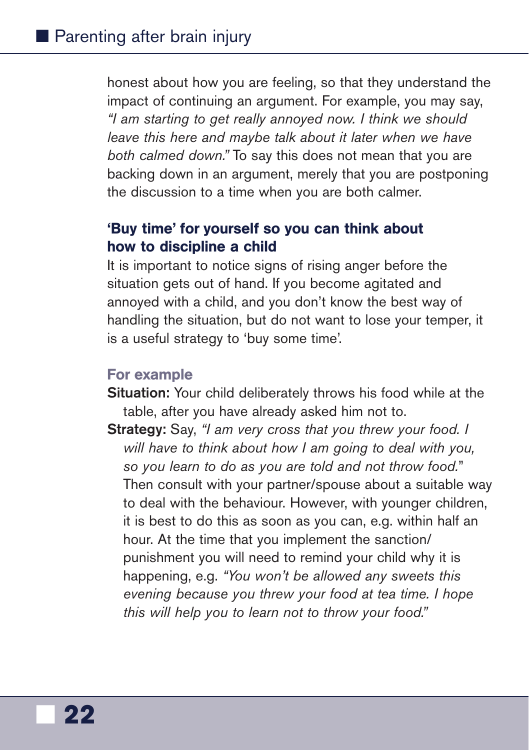honest about how you are feeling, so that they understand the impact of continuing an argument. For example, you may say, *"I am starting to get really annoyed now. I think we should leave this here and maybe talk about it later when we have both calmed down."* To say this does not mean that you are backing down in an argument, merely that you are postponing the discussion to a time when you are both calmer.

### 'Buy time' for yourself so you can think about how to discipline a child

It is important to notice signs of rising anger before the situation gets out of hand. If you become agitated and annoyed with a child, and you don't know the best way of handling the situation, but do not want to lose your temper, it is a useful strategy to 'buy some time'.

#### For example

**Situation:** Your child deliberately throws his food while at the table, after you have already asked him not to.

**Strategy:** Say, *"I am very cross that you threw your food. I will have to think about how I am going to deal with you, so you learn to do as you are told and not throw food."* Then consult with your partner/spouse about a suitable way to deal with the behaviour. However, with younger children, it is best to do this as soon as you can, e.g. within half an hour. At the time that you implement the sanction/punishment you will need to remind your child why it is happening, e.g. *"You won't be allowed any sweets this evening because you threw your food at tea time. I hope this will help you to learn not to throw your food."*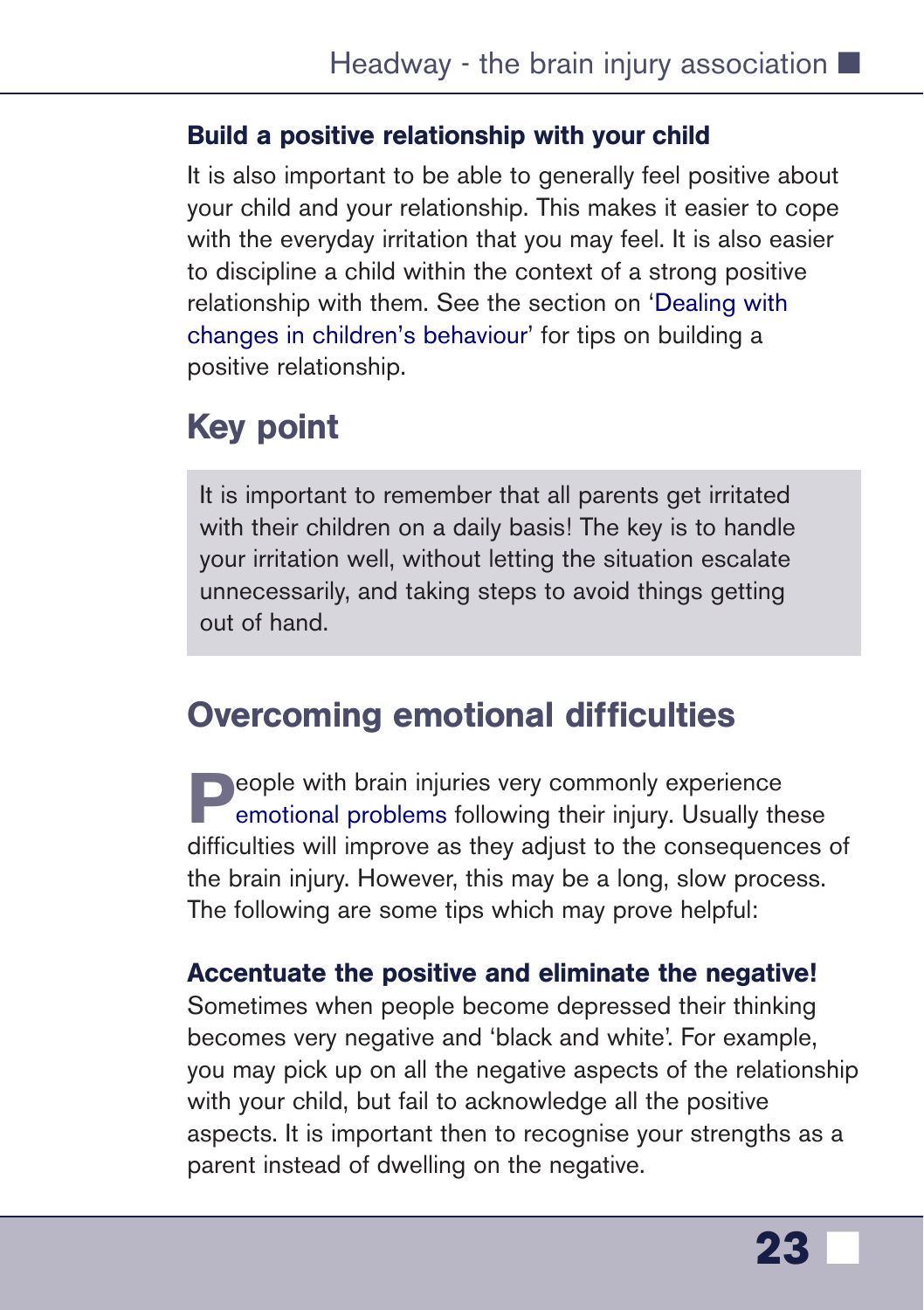### Build a positive relationship with your child

It is also important to be able to generally feel positive about your child and your relationship. This makes it easier to cope with the everyday irritation that you may feel. It is also easier to discipline a child within the context of a strong positive relationship with them. See the section on 'Dealing with changes in children's behaviour' for tips on building a positive relationship.

## Key point

It is important to remember that all parents get irritated with their children on a daily basis! The key is to handle your irritation well, without letting the situation escalate unnecessarily, and taking steps to avoid things getting out of hand.

## Overcoming emotional difficulties

People with brain injuries very commonly experience emotional problems following their injury. Usually these difficulties will improve as they adjust to the consequences of the brain injury. However, this may be a long, slow process. The following are some tips which may prove helpful:

### Accentuate the positive and eliminate the negative!

Sometimes when people become depressed their thinking becomes very negative and 'black and white'. For example, you may pick up on all the negative aspects of the relationship with your child, but fail to acknowledge all the positive aspects. It is important then to recognise your strengths as a parent instead of dwelling on the negative.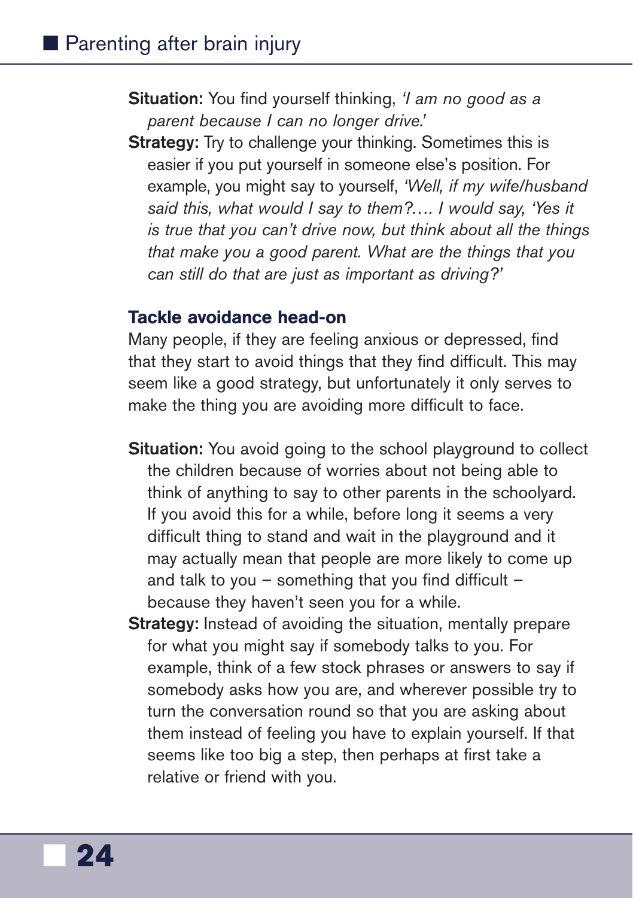**Situation:** You find yourself thinking, *'I am no good as a parent because I can no longer drive.'*

**Strategy:** Try to challenge your thinking. Sometimes this is easier if you put yourself in someone else's position. For example, you might say to yourself, *'Well, if my wife/husband said this, what would I say to them?…. I would say, 'Yes it is true that you can't drive now, but think about all the things that make you a good parent. What are the things that you can still do that are just as important as driving?'*

### Tackle avoidance head-on

Many people, if they are feeling anxious or depressed, find that they start to avoid things that they find difficult. This may seem like a good strategy, but unfortunately it only serves to make the thing you are avoiding more difficult to face.

**Situation:** You avoid going to the school playground to collect the children because of worries about not being able to think of anything to say to other parents in the schoolyard. If you avoid this for a while, before long it seems a very difficult thing to stand and wait in the playground and it may actually mean that people are more likely to come up and talk to you – something that you find difficult – because they haven't seen you for a while.

**Strategy:** Instead of avoiding the situation, mentally prepare for what you might say if somebody talks to you. For example, think of a few stock phrases or answers to say if somebody asks how you are, and wherever possible try to turn the conversation round so that you are asking about them instead of feeling you have to explain yourself. If that seems like too big a step, then perhaps at first take a relative or friend with you.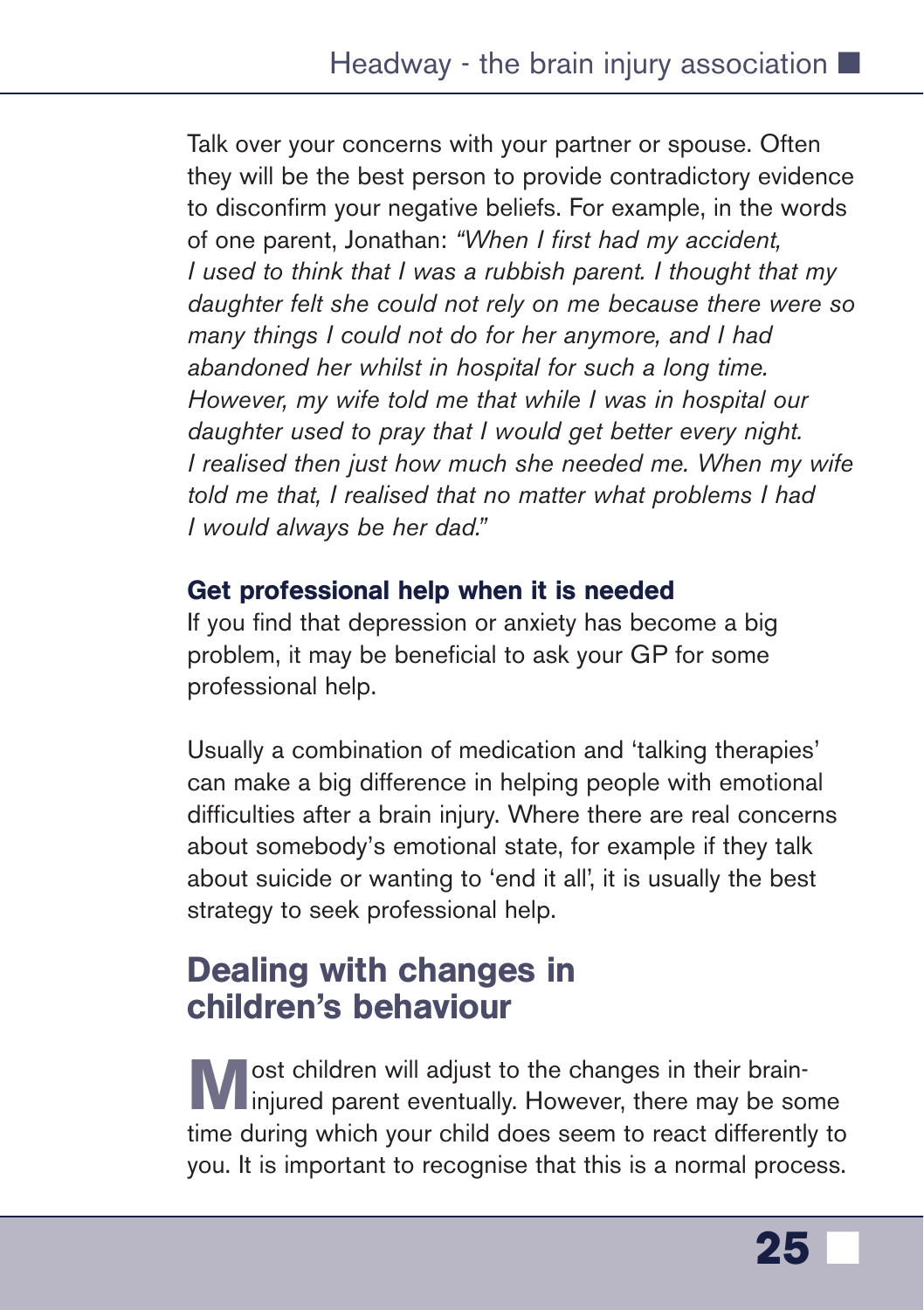Talk over your concerns with your partner or spouse. Often they will be the best person to provide contradictory evidence to disconfirm your negative beliefs. For example, in the words of one parent, Jonathan: *"When I first had my accident, I used to think that I was a rubbish parent. I thought that my daughter felt she could not rely on me because there were so many things I could not do for her anymore, and I had abandoned her whilst in hospital for such a long time. However, my wife told me that while I was in hospital our daughter used to pray that I would get better every night. I realised then just how much she needed me. When my wife told me that, I realised that no matter what problems I had I would always be her dad."*

### Get professional help when it is needed

If you find that depression or anxiety has become a big problem, it may be beneficial to ask your GP for some professional help.

Usually a combination of medication and 'talking therapies' can make a big difference in helping people with emotional difficulties after a brain injury. Where there are real concerns about somebody's emotional state, for example if they talk about suicide or wanting to 'end it all', it is usually the best strategy to seek professional help.

## Dealing with changes in children's behaviour

Most children will adjust to the changes in their brain-injured parent eventually. However, there may be some time during which your child does seem to react differently to you. It is important to recognise that this is a normal process.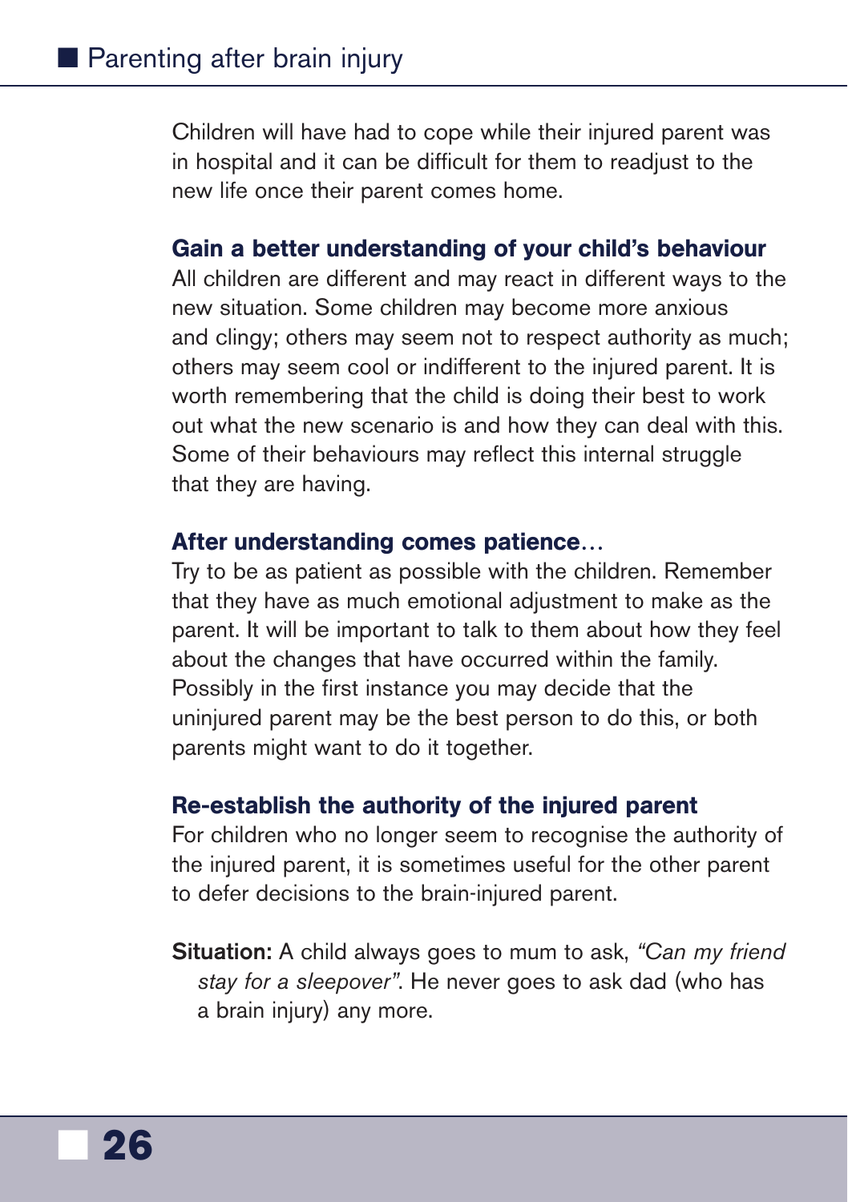Children will have had to cope while their injured parent was in hospital and it can be difficult for them to readjust to the new life once their parent comes home.

### Gain a better understanding of your child's behaviour

All children are different and may react in different ways to the new situation. Some children may become more anxious and clingy; others may seem not to respect authority as much; others may seem cool or indifferent to the injured parent. It is worth remembering that the child is doing their best to work out what the new scenario is and how they can deal with this. Some of their behaviours may reflect this internal struggle that they are having.

### After understanding comes patience…

Try to be as patient as possible with the children. Remember that they have as much emotional adjustment to make as the parent. It will be important to talk to them about how they feel about the changes that have occurred within the family. Possibly in the first instance you may decide that the uninjured parent may be the best person to do this, or both parents might want to do it together.

### Re-establish the authority of the injured parent

For children who no longer seem to recognise the authority of the injured parent, it is sometimes useful for the other parent to defer decisions to the brain-injured parent.

**Situation:** A child always goes to mum to ask, *"Can my friend stay for a sleepover"*. He never goes to ask dad (who has a brain injury) any more.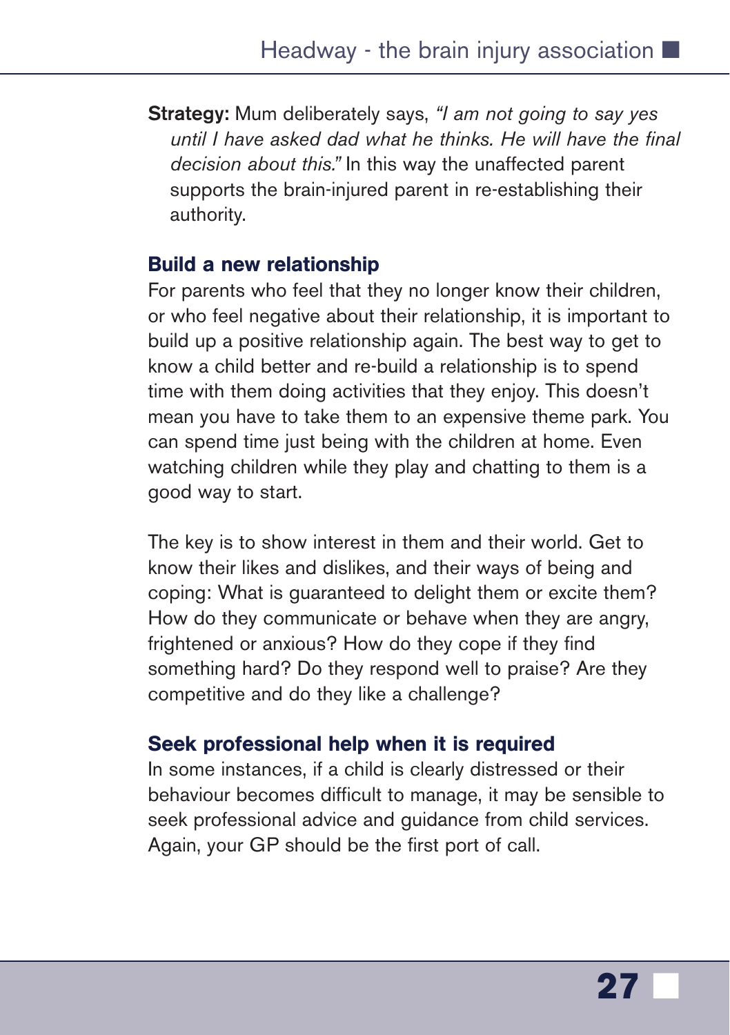**Strategy:** Mum deliberately says, *"I am not going to say yes until I have asked dad what he thinks. He will have the final decision about this."* In this way the unaffected parent supports the brain-injured parent in re-establishing their authority.

### Build a new relationship

For parents who feel that they no longer know their children, or who feel negative about their relationship, it is important to build up a positive relationship again. The best way to get to know a child better and re-build a relationship is to spend time with them doing activities that they enjoy. This doesn't mean you have to take them to an expensive theme park. You can spend time just being with the children at home. Even watching children while they play and chatting to them is a good way to start.

The key is to show interest in them and their world. Get to know their likes and dislikes, and their ways of being and coping: What is guaranteed to delight them or excite them? How do they communicate or behave when they are angry, frightened or anxious? How do they cope if they find something hard? Do they respond well to praise? Are they competitive and do they like a challenge?

### Seek professional help when it is required

In some instances, if a child is clearly distressed or their behaviour becomes difficult to manage, it may be sensible to seek professional advice and guidance from child services. Again, your GP should be the first port of call.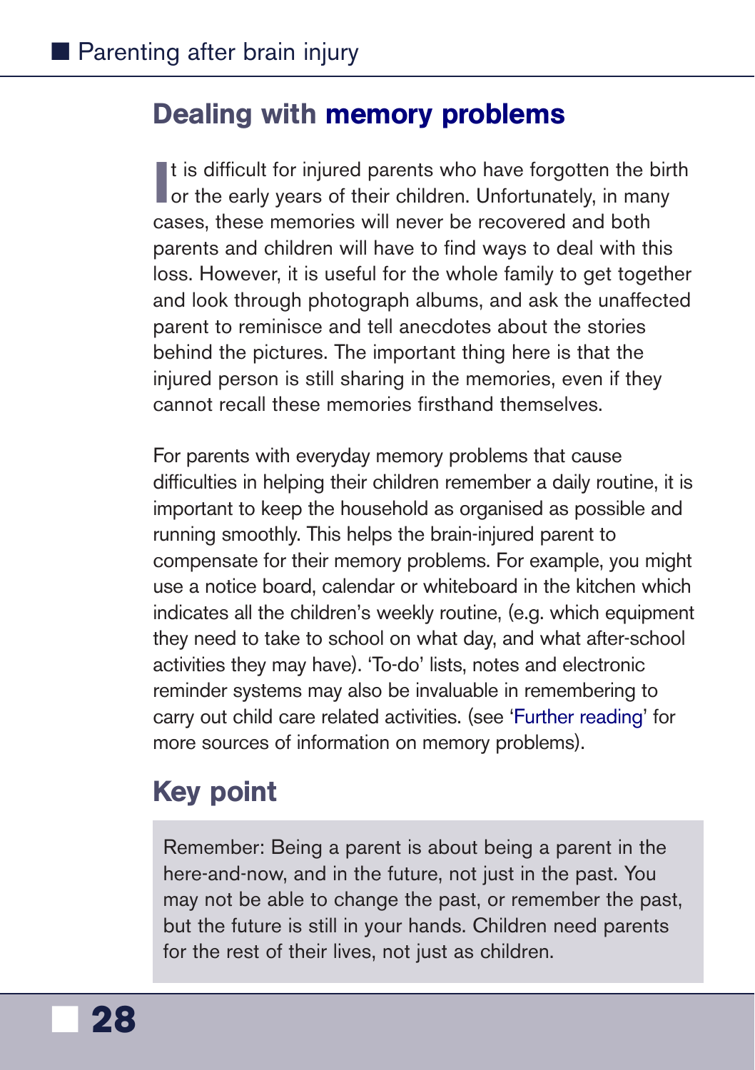## Dealing with memory problems

It is difficult for injured parents who have forgotten the birth or the early years of their children. Unfortunately, in many cases, these memories will never be recovered and both parents and children will have to find ways to deal with this loss. However, it is useful for the whole family to get together and look through photograph albums, and ask the unaffected parent to reminisce and tell anecdotes about the stories behind the pictures. The important thing here is that the injured person is still sharing in the memories, even if they cannot recall these memories firsthand themselves.

For parents with everyday memory problems that cause difficulties in helping their children remember a daily routine, it is important to keep the household as organised as possible and running smoothly. This helps the brain-injured parent to compensate for their memory problems. For example, you might use a notice board, calendar or whiteboard in the kitchen which indicates all the children's weekly routine, (e.g. which equipment they need to take to school on what day, and what after-school activities they may have). 'To-do' lists, notes and electronic reminder systems may also be invaluable in remembering to carry out child care related activities. (see 'Further reading' for more sources of information on memory problems).

## Key point

Remember: Being a parent is about being a parent in the here-and-now, and in the future, not just in the past. You may not be able to change the past, or remember the past, but the future is still in your hands. Children need parents for the rest of their lives, not just as children.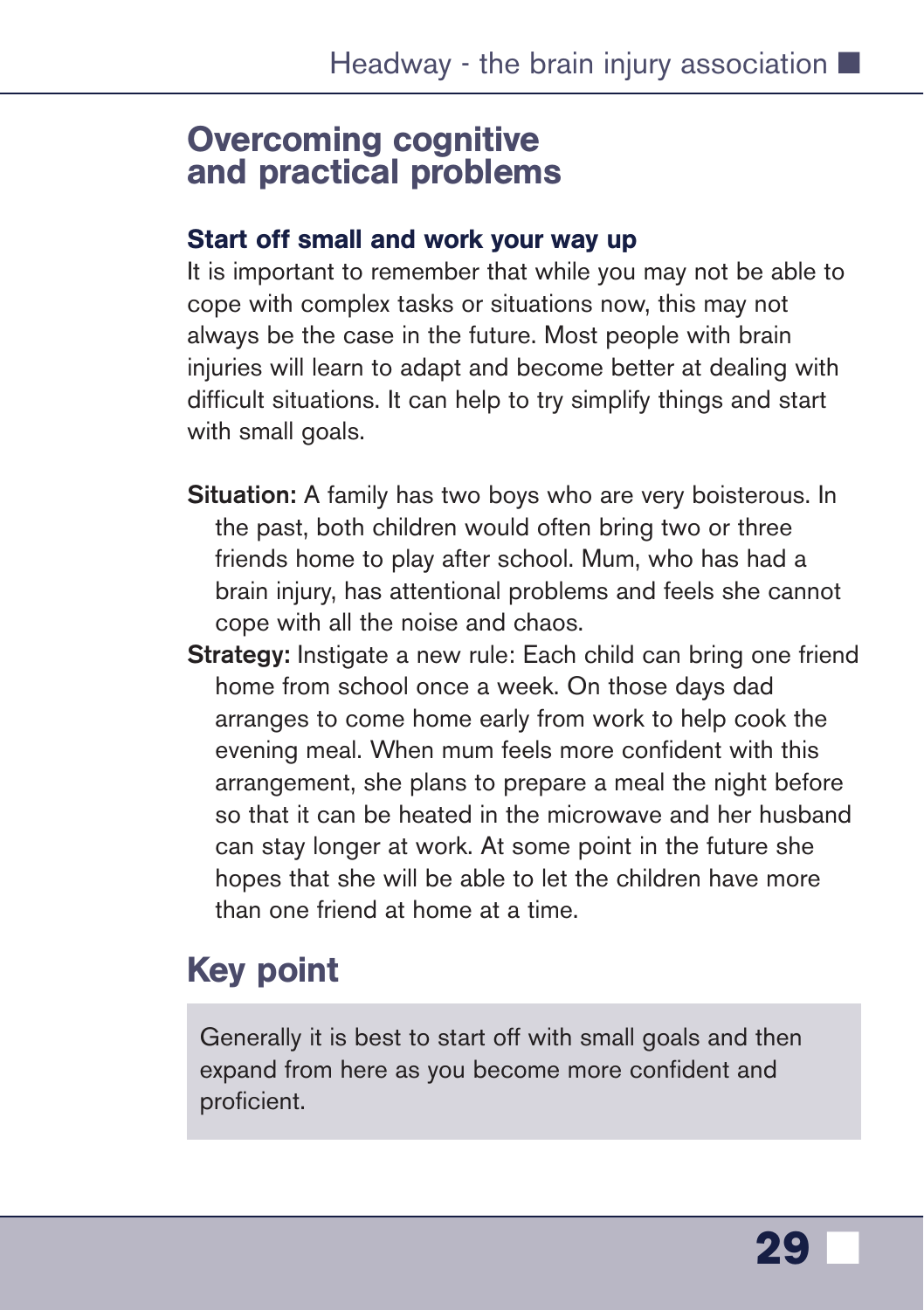## Overcoming cognitive and practical problems

### Start off small and work your way up

It is important to remember that while you may not be able to cope with complex tasks or situations now, this may not always be the case in the future. Most people with brain injuries will learn to adapt and become better at dealing with difficult situations. It can help to try simplify things and start with small goals.

**Situation:** A family has two boys who are very boisterous. In the past, both children would often bring two or three friends home to play after school. Mum, who has had a brain injury, has attentional problems and feels she cannot cope with all the noise and chaos.

**Strategy:** Instigate a new rule: Each child can bring one friend home from school once a week. On those days dad arranges to come home early from work to help cook the evening meal. When mum feels more confident with this arrangement, she plans to prepare a meal the night before so that it can be heated in the microwave and her husband can stay longer at work. At some point in the future she hopes that she will be able to let the children have more than one friend at home at a time.

## Key point

Generally it is best to start off with small goals and then expand from here as you become more confident and proficient.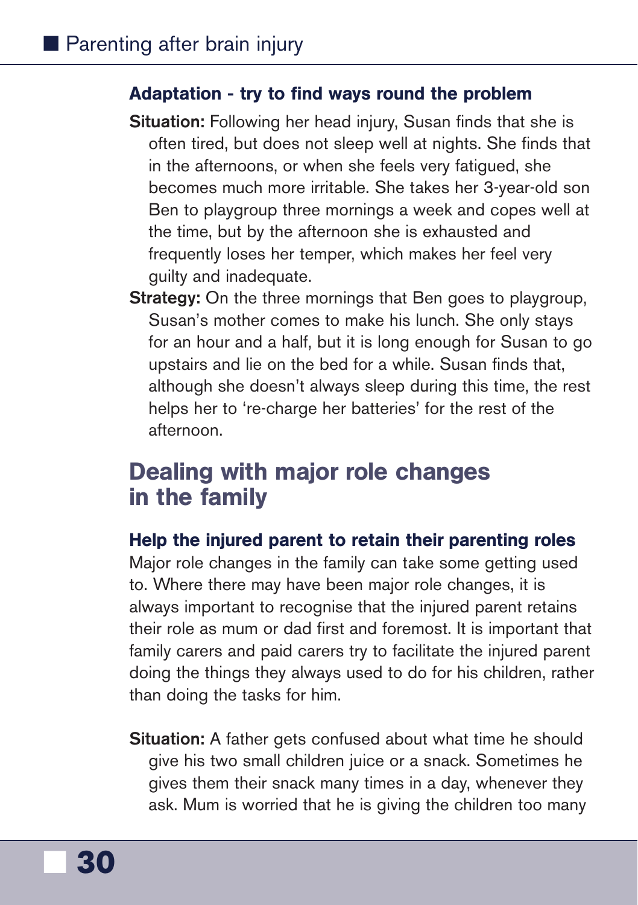### Adaptation - try to find ways round the problem

**Situation:** Following her head injury, Susan finds that she is often tired, but does not sleep well at nights. She finds that in the afternoons, or when she feels very fatigued, she becomes much more irritable. She takes her 3-year-old son Ben to playgroup three mornings a week and copes well at the time, but by the afternoon she is exhausted and frequently loses her temper, which makes her feel very guilty and inadequate.

**Strategy:** On the three mornings that Ben goes to playgroup, Susan's mother comes to make his lunch. She only stays for an hour and a half, but it is long enough for Susan to go upstairs and lie on the bed for a while. Susan finds that, although she doesn't always sleep during this time, the rest helps her to 're-charge her batteries' for the rest of the afternoon.

## Dealing with major role changes in the family

### Help the injured parent to retain their parenting roles

Major role changes in the family can take some getting used to. Where there may have been major role changes, it is always important to recognise that the injured parent retains their role as mum or dad first and foremost. It is important that family carers and paid carers try to facilitate the injured parent doing the things they always used to do for his children, rather than doing the tasks for him.

**Situation:** A father gets confused about what time he should give his two small children juice or a snack. Sometimes he gives them their snack many times in a day, whenever they ask. Mum is worried that he is giving the children too many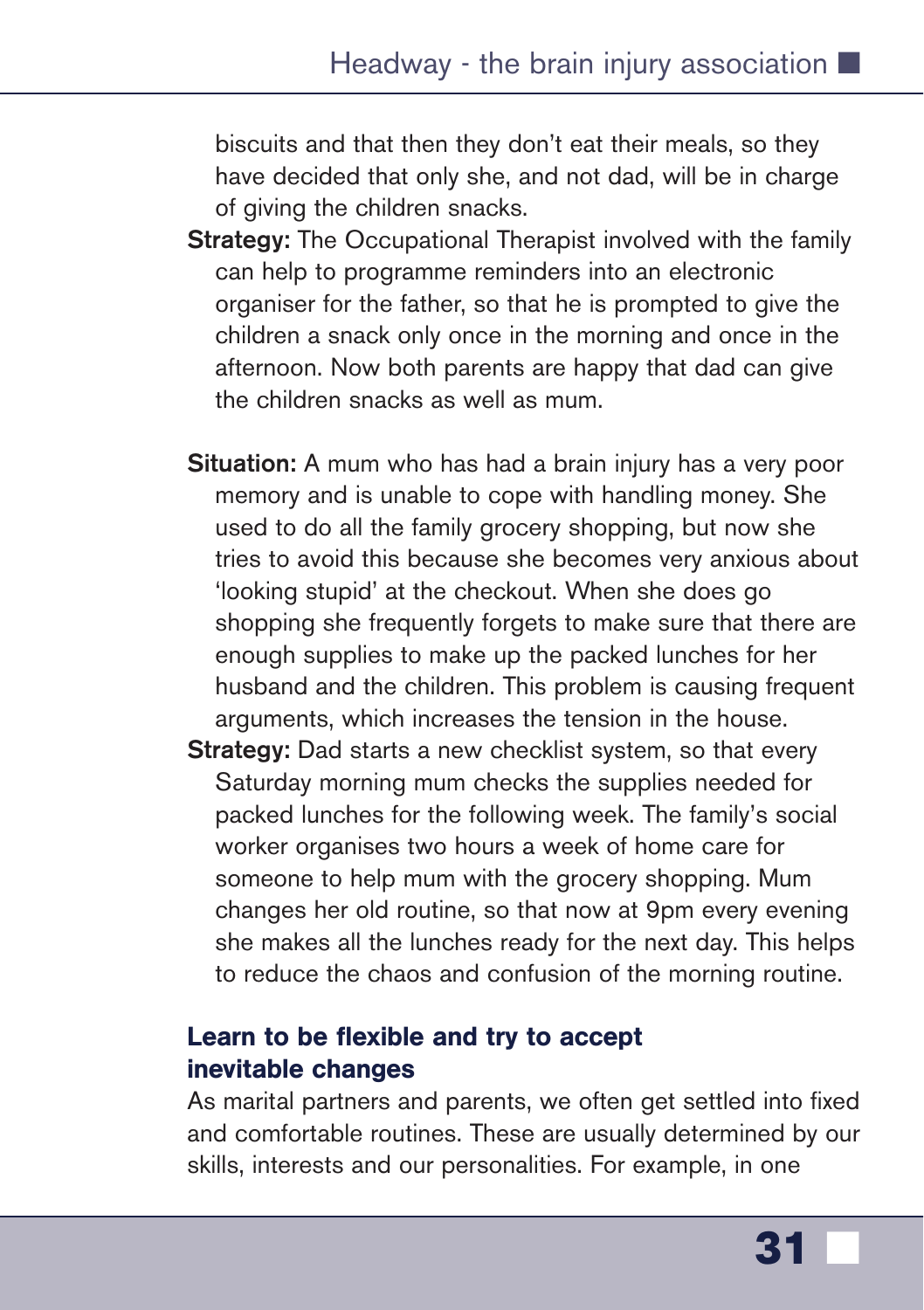biscuits and that then they don't eat their meals, so they have decided that only she, and not dad, will be in charge of giving the children snacks.

**Strategy:** The Occupational Therapist involved with the family can help to programme reminders into an electronic organiser for the father, so that he is prompted to give the children a snack only once in the morning and once in the afternoon. Now both parents are happy that dad can give the children snacks as well as mum.

**Situation:** A mum who has had a brain injury has a very poor memory and is unable to cope with handling money. She used to do all the family grocery shopping, but now she tries to avoid this because she becomes very anxious about 'looking stupid' at the checkout. When she does go shopping she frequently forgets to make sure that there are enough supplies to make up the packed lunches for her husband and the children. This problem is causing frequent arguments, which increases the tension in the house.

**Strategy:** Dad starts a new checklist system, so that every Saturday morning mum checks the supplies needed for packed lunches for the following week. The family's social worker organises two hours a week of home care for someone to help mum with the grocery shopping. Mum changes her old routine, so that now at 9pm every evening she makes all the lunches ready for the next day. This helps to reduce the chaos and confusion of the morning routine.

### Learn to be flexible and try to accept inevitable changes

As marital partners and parents, we often get settled into fixed and comfortable routines. These are usually determined by our skills, interests and our personalities. For example, in one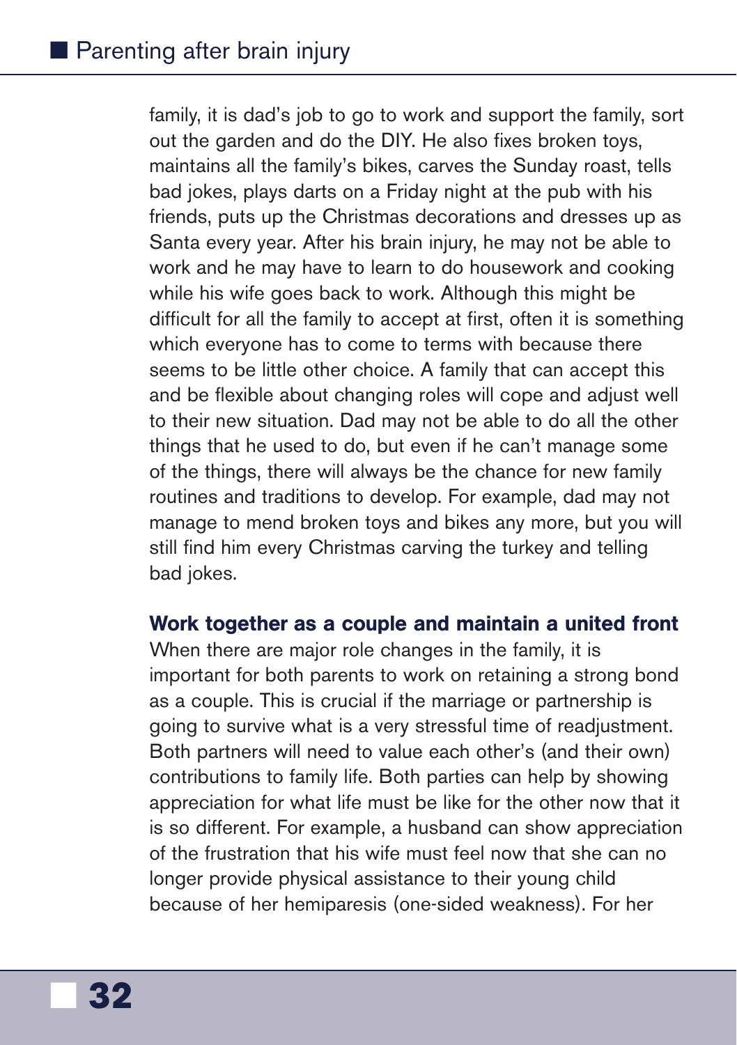family, it is dad's job to go to work and support the family, sort out the garden and do the DIY. He also fixes broken toys, maintains all the family's bikes, carves the Sunday roast, tells bad jokes, plays darts on a Friday night at the pub with his friends, puts up the Christmas decorations and dresses up as Santa every year. After his brain injury, he may not be able to work and he may have to learn to do housework and cooking while his wife goes back to work. Although this might be difficult for all the family to accept at first, often it is something which everyone has to come to terms with because there seems to be little other choice. A family that can accept this and be flexible about changing roles will cope and adjust well to their new situation. Dad may not be able to do all the other things that he used to do, but even if he can't manage some of the things, there will always be the chance for new family routines and traditions to develop. For example, dad may not manage to mend broken toys and bikes any more, but you will still find him every Christmas carving the turkey and telling bad jokes.

**Work together as a couple and maintain a united front**

When there are major role changes in the family, it is important for both parents to work on retaining a strong bond as a couple. This is crucial if the marriage or partnership is going to survive what is a very stressful time of readjustment. Both partners will need to value each other's (and their own) contributions to family life. Both parties can help by showing appreciation for what life must be like for the other now that it is so different. For example, a husband can show appreciation of the frustration that his wife must feel now that she can no longer provide physical assistance to their young child because of her hemiparesis (one-sided weakness). For her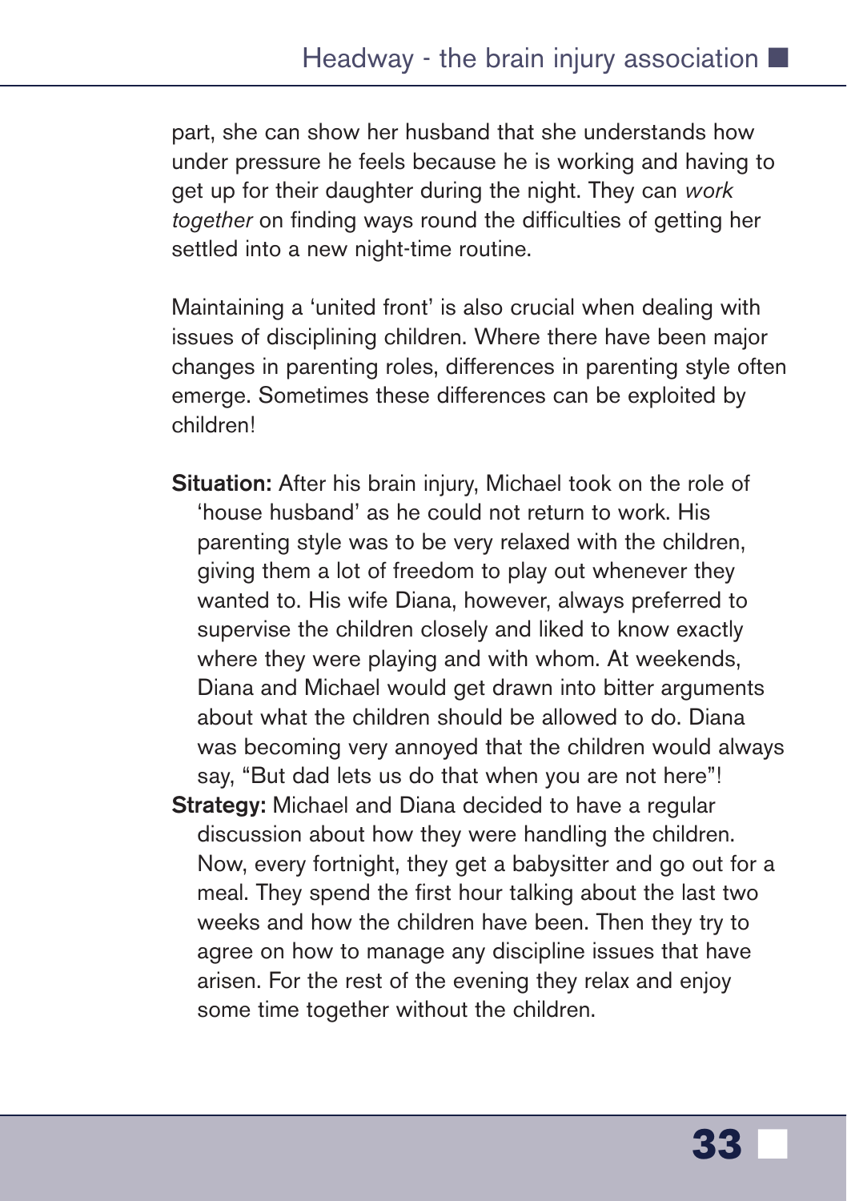part, she can show her husband that she understands how under pressure he feels because he is working and having to get up for their daughter during the night. They can *work together* on finding ways round the difficulties of getting her settled into a new night-time routine.

Maintaining a 'united front' is also crucial when dealing with issues of disciplining children. Where there have been major changes in parenting roles, differences in parenting style often emerge. Sometimes these differences can be exploited by children!

**Situation:** After his brain injury, Michael took on the role of 'house husband' as he could not return to work. His parenting style was to be very relaxed with the children, giving them a lot of freedom to play out whenever they wanted to. His wife Diana, however, always preferred to supervise the children closely and liked to know exactly where they were playing and with whom. At weekends, Diana and Michael would get drawn into bitter arguments about what the children should be allowed to do. Diana was becoming very annoyed that the children would always say, "But dad lets us do that when you are not here"!

**Strategy:** Michael and Diana decided to have a regular discussion about how they were handling the children. Now, every fortnight, they get a babysitter and go out for a meal. They spend the first hour talking about the last two weeks and how the children have been. Then they try to agree on how to manage any discipline issues that have arisen. For the rest of the evening they relax and enjoy some time together without the children.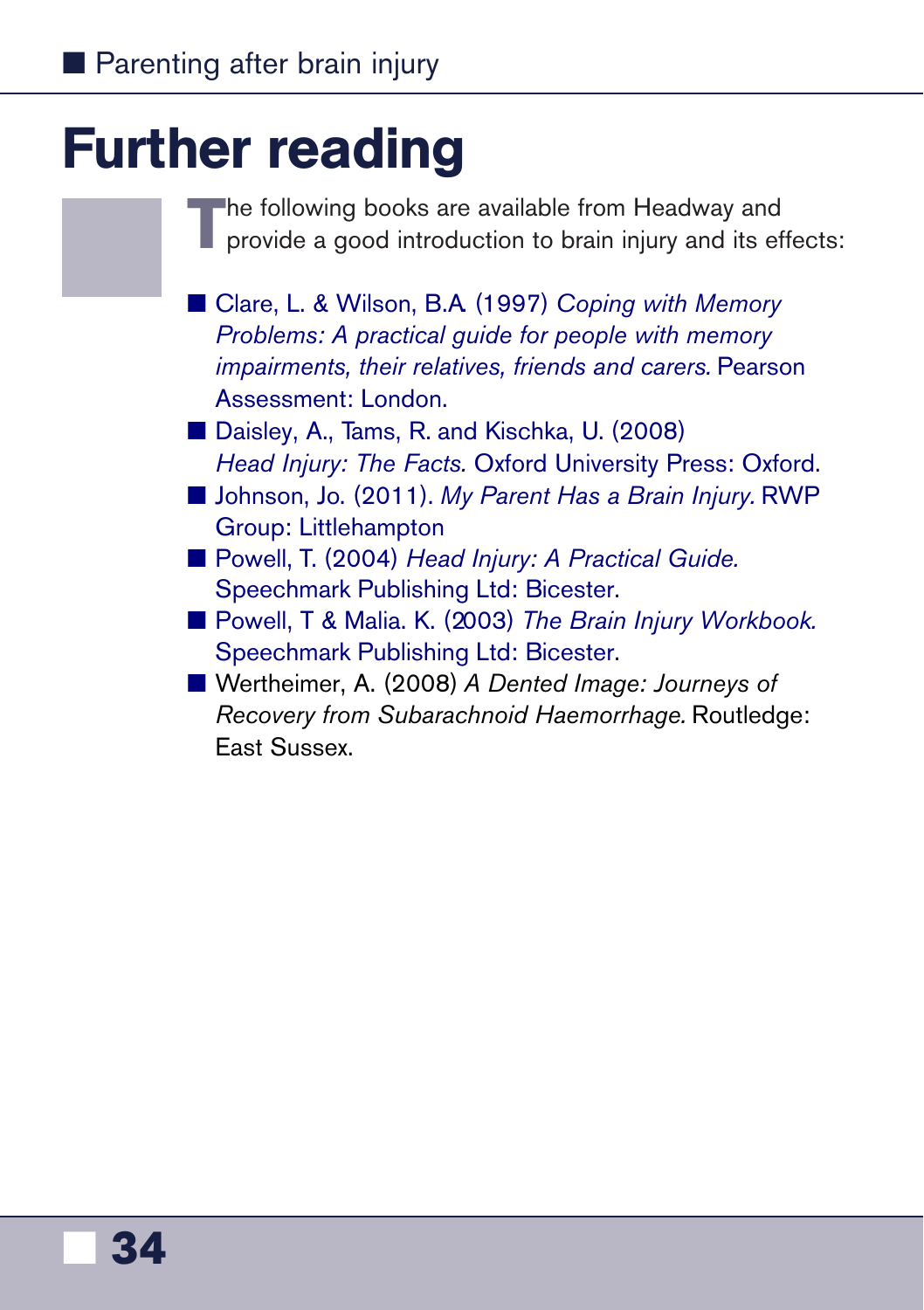# Further reading

The following books are available from Headway and provide a good introduction to brain injury and its effects:

- Clare, L. & Wilson, B.A. (1997) *Coping with Memory Problems: A practical guide for people with memory impairments, their relatives, friends and carers.* Pearson Assessment: London.
- Daisley, A., Tams, R. and Kischka, U. (2008) *Head Injury: The Facts.* Oxford University Press: Oxford.
- Johnson, Jo. (2011). *My Parent Has a Brain Injury.* RWP Group: Littlehampton
- Powell, T. (2004) *Head Injury: A Practical Guide.* Speechmark Publishing Ltd: Bicester.
- Powell, T & Malia. K. (2003) *The Brain Injury Workbook.* Speechmark Publishing Ltd: Bicester.
- Wertheimer, A. (2008) *A Dented Image: Journeys of Recovery from Subarachnoid Haemorrhage.* Routledge: East Sussex.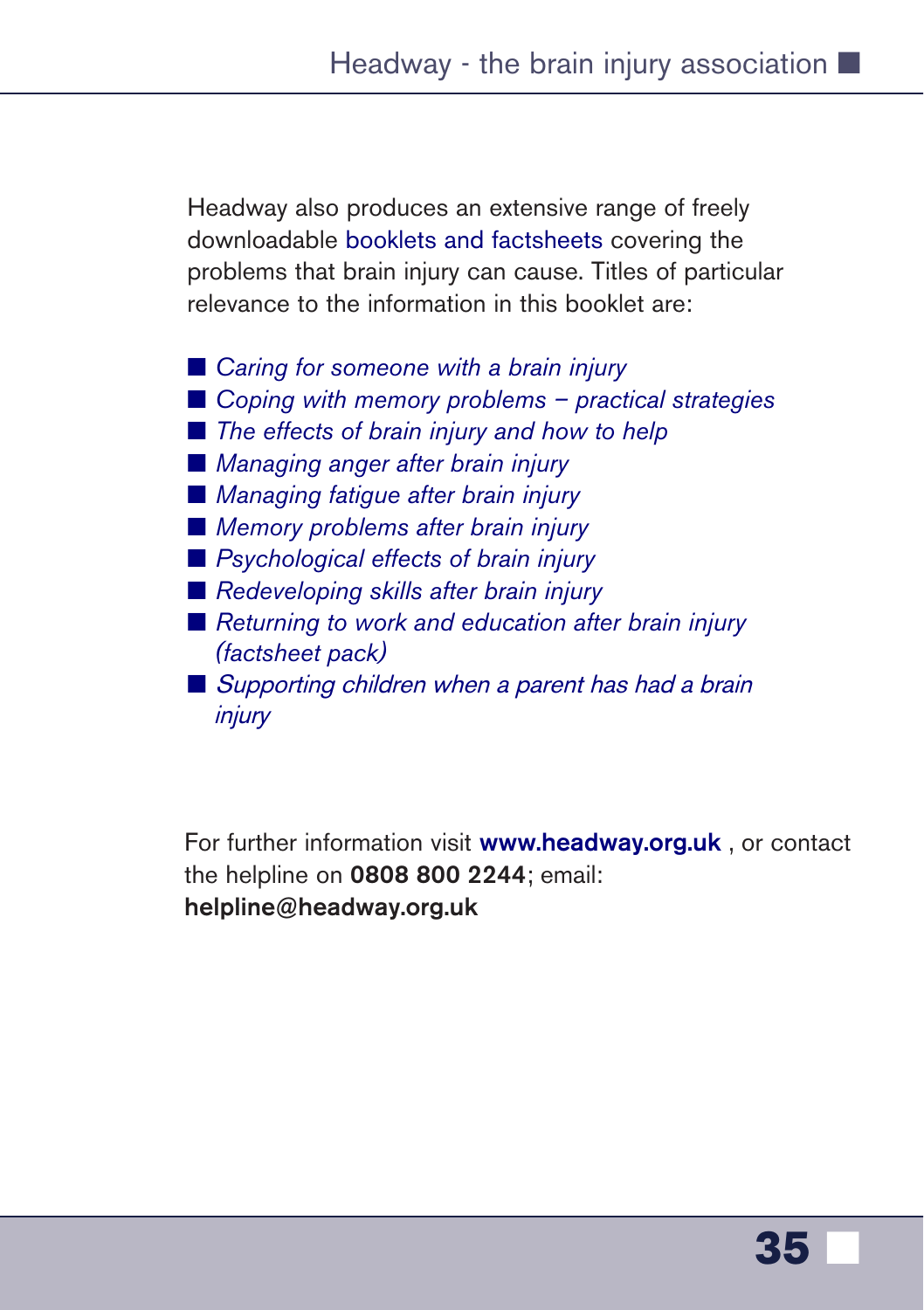Headway also produces an extensive range of freely downloadable booklets and factsheets covering the problems that brain injury can cause. Titles of particular relevance to the information in this booklet are:

- *Caring for someone with a brain injury*
- *Coping with memory problems – practical strategies*
- *The effects of brain injury and how to help*
- *Managing anger after brain injury*
- *Managing fatigue after brain injury*
- *Memory problems after brain injury*
- *Psychological effects of brain injury*
- *Redeveloping skills after brain injury*
- *Returning to work and education after brain injury (factsheet pack)*
- *Supporting children when a parent has had a brain injury*

For further information visit **www.headway.org.uk** , or contact the helpline on **0808 800 2244**; email: **helpline@headway.org.uk**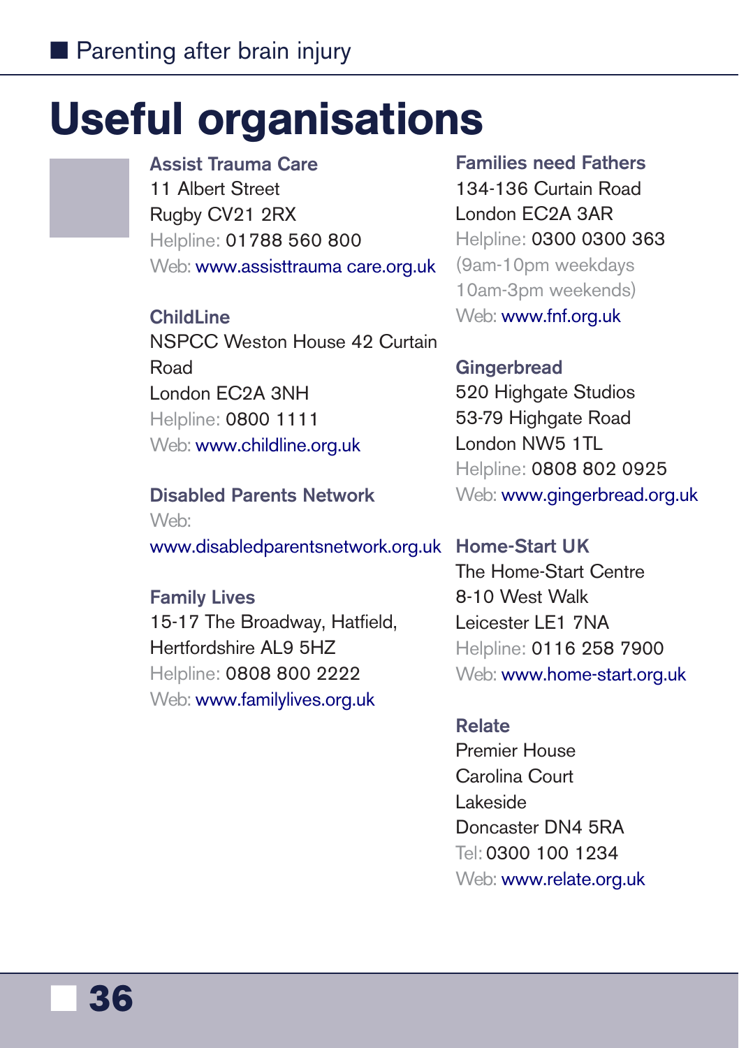# Useful organisations

**Assist Trauma Care**
11 Albert Street
Rugby CV21 2RX
Helpline: 01788 560 800
Web: www.assisttrauma care.org.uk

**ChildLine**
NSPCC Weston House 42 Curtain Road
London EC2A 3NH
Helpline: 0800 1111
Web: www.childline.org.uk

**Disabled Parents Network**
Web:
www.disabledparentsnetwork.org.uk

**Family Lives**
15-17 The Broadway, Hatfield, Hertfordshire AL9 5HZ
Helpline: 0808 800 2222
Web: www.familylives.org.uk

**Families need Fathers**
134-136 Curtain Road
London EC2A 3AR
Helpline: 0300 0300 363
(9am-10pm weekdays
10am-3pm weekends)
Web: www.fnf.org.uk

**Gingerbread**
520 Highgate Studios
53-79 Highgate Road
London NW5 1TL
Helpline: 0808 802 0925
Web: www.gingerbread.org.uk

**Home-Start UK**
The Home-Start Centre
8-10 West Walk
Leicester LE1 7NA
Helpline: 0116 258 7900
Web: www.home-start.org.uk

**Relate**
Premier House
Carolina Court
Lakeside
Doncaster DN4 5RA
Tel: 0300 100 1234
Web: www.relate.org.uk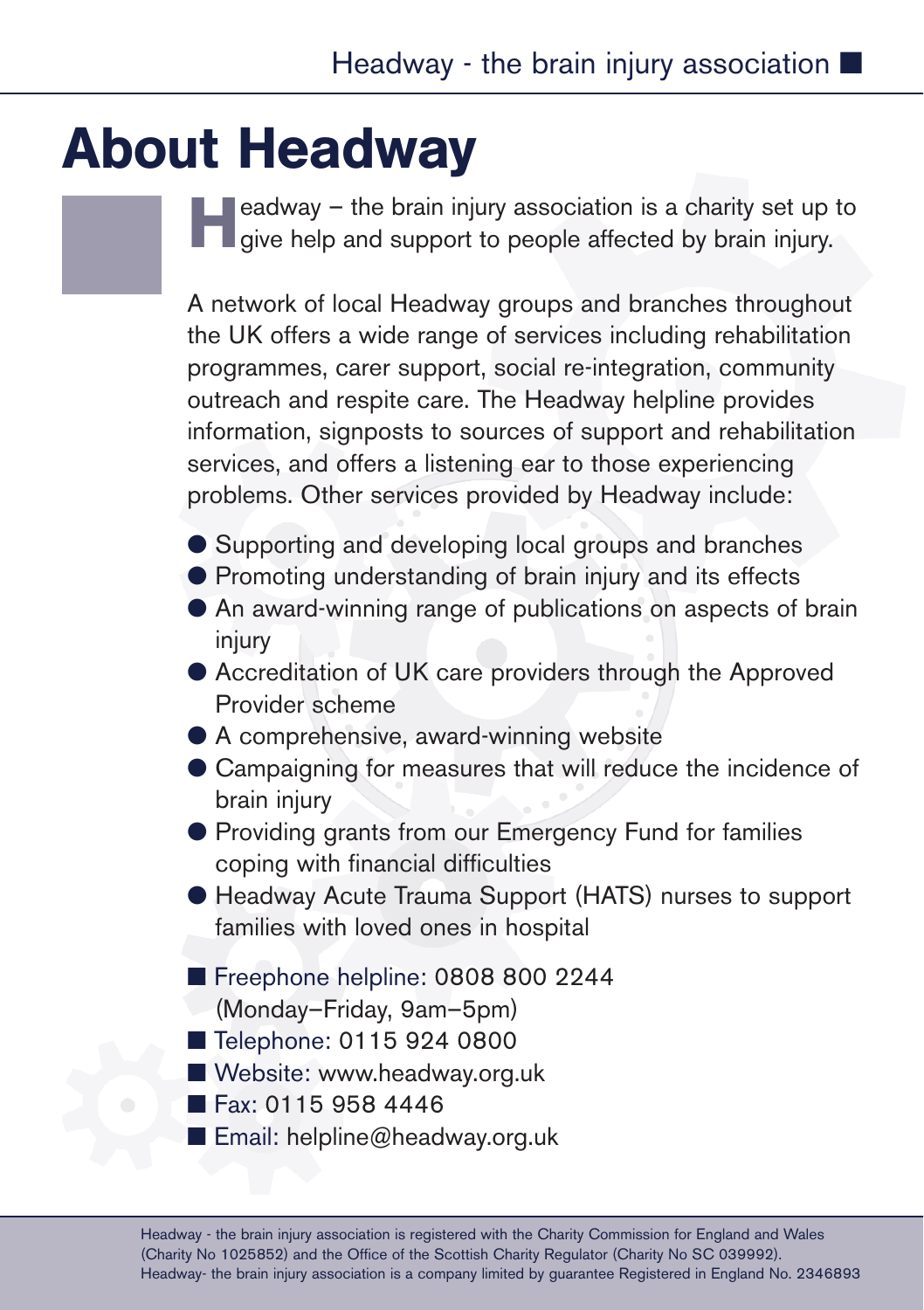# About Headway

Headway – the brain injury association is a charity set up to give help and support to people affected by brain injury.

A network of local Headway groups and branches throughout the UK offers a wide range of services including rehabilitation programmes, carer support, social re-integration, community outreach and respite care. The Headway helpline provides information, signposts to sources of support and rehabilitation services, and offers a listening ear to those experiencing problems. Other services provided by Headway include:

- Supporting and developing local groups and branches
- Promoting understanding of brain injury and its effects
- An award-winning range of publications on aspects of brain injury
- Accreditation of UK care providers through the Approved Provider scheme
- A comprehensive, award-winning website
- Campaigning for measures that will reduce the incidence of brain injury
- Providing grants from our Emergency Fund for families coping with financial difficulties
- Headway Acute Trauma Support (HATS) nurses to support families with loved ones in hospital

- Freephone helpline: 0808 800 2244 (Monday–Friday, 9am–5pm)
- Telephone: 0115 924 0800
- Website: www.headway.org.uk
- Fax: 0115 958 4446
- Email: helpline@headway.org.uk

Headway - the brain injury association is registered with the Charity Commission for England and Wales (Charity No 1025852) and the Office of the Scottish Charity Regulator (Charity No SC 039992). Headway- the brain injury association is a company limited by guarantee Registered in England No. 2346893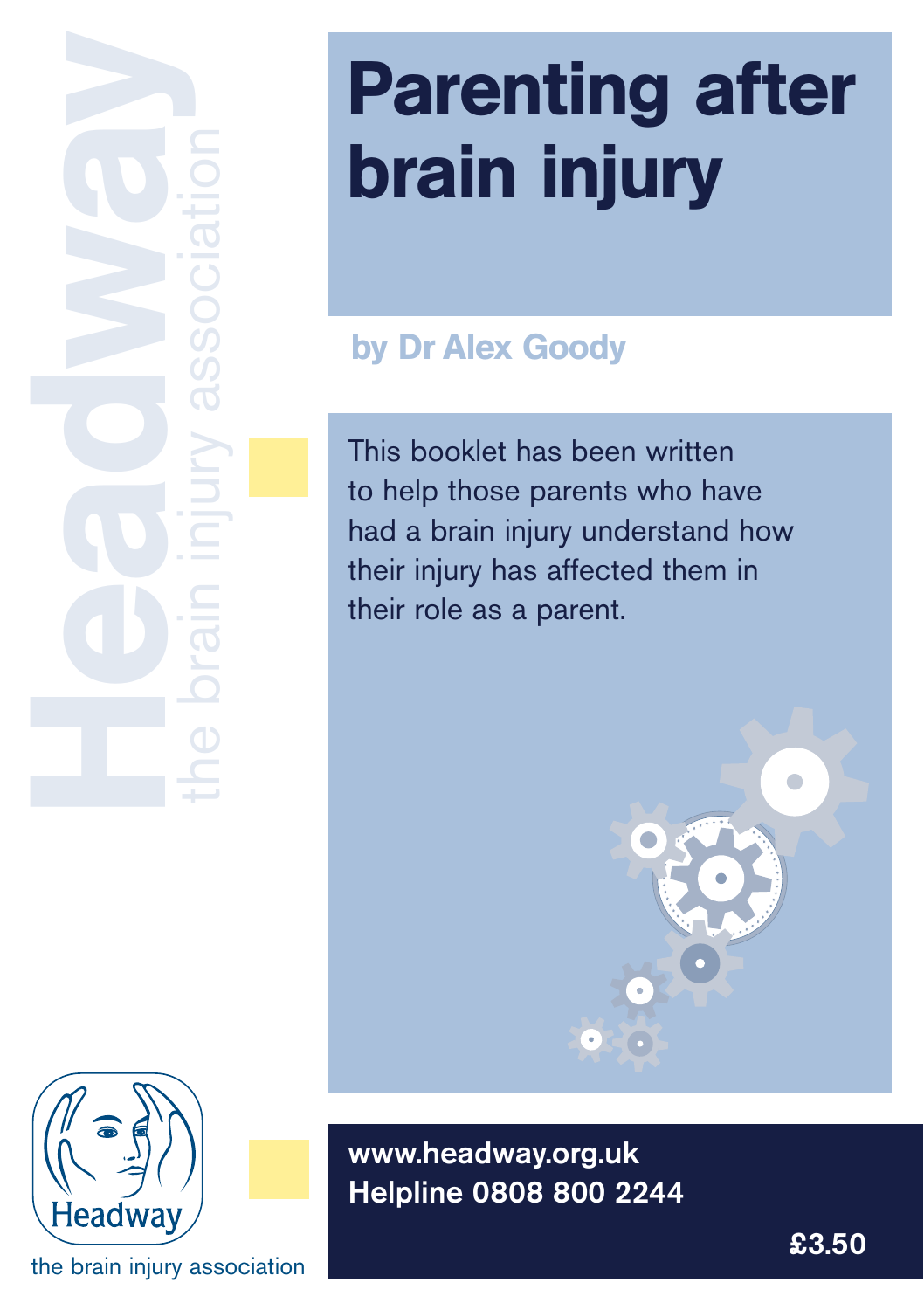Headway

the brain injury association

# Parenting after brain injury

**by Dr Alex Goody**

This booklet has been written to help those parents who have had a brain injury understand how their injury has affected them in their role as a parent.

Headway

the brain injury association

**www.headway.org.uk**
**Helpline 0808 800 2244**

**£3.50**